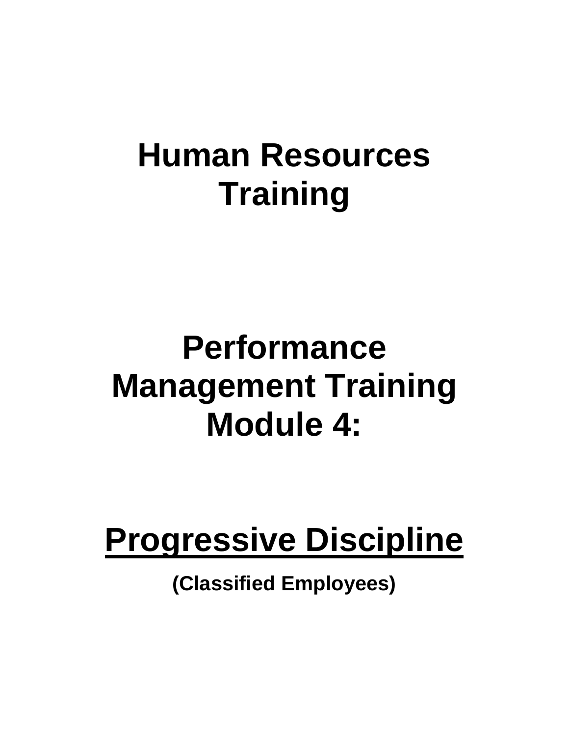# Human Resources Training

# Performance Management Training Module 4:

# <u>Progressive Discipline</u>

**(Classified Employees)**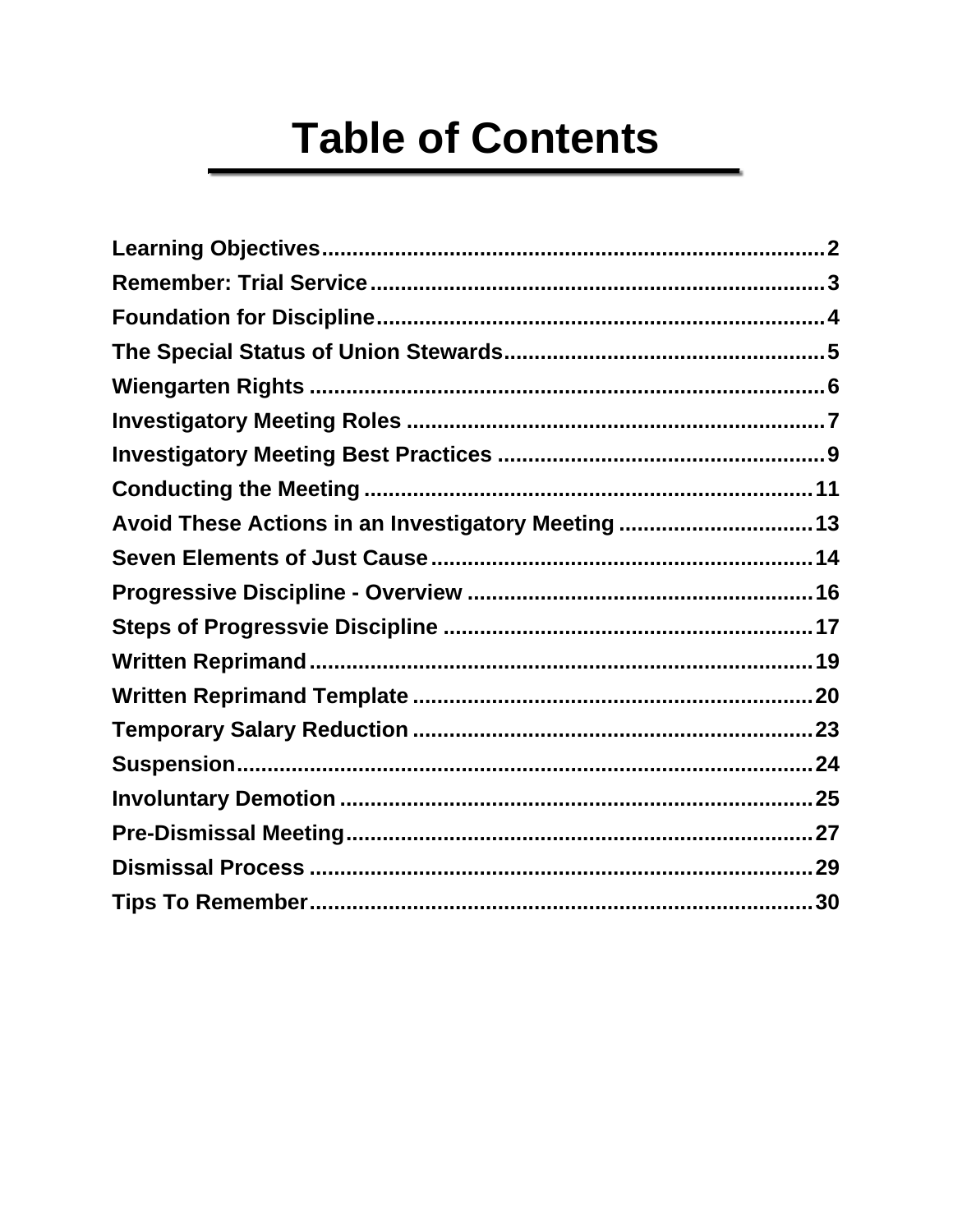# Table of Contents

| Section | Page |
|---|---|
| **Learning Objectives** | **2** |
| **Remember: Trial Service** | **3** |
| **Foundation for Discipline** | **4** |
| **The Special Status of Union Stewards** | **5** |
| **Wiengarten Rights** | **6** |
| **Investigatory Meeting Roles** | **7** |
| **Investigatory Meeting Best Practices** | **9** |
| **Conducting the Meeting** | **11** |
| **Avoid These Actions in an Investigatory Meeting** | **13** |
| **Seven Elements of Just Cause** | **14** |
| **Progressive Discipline - Overview** | **16** |
| **Steps of Progressvie Discipline** | **17** |
| **Written Reprimand** | **19** |
| **Written Reprimand Template** | **20** |
| **Temporary Salary Reduction** | **23** |
| **Suspension** | **24** |
| **Involuntary Demotion** | **25** |
| **Pre-Dismissal Meeting** | **27** |
| **Dismissal Process** | **29** |
| **Tips To Remember** | **30** |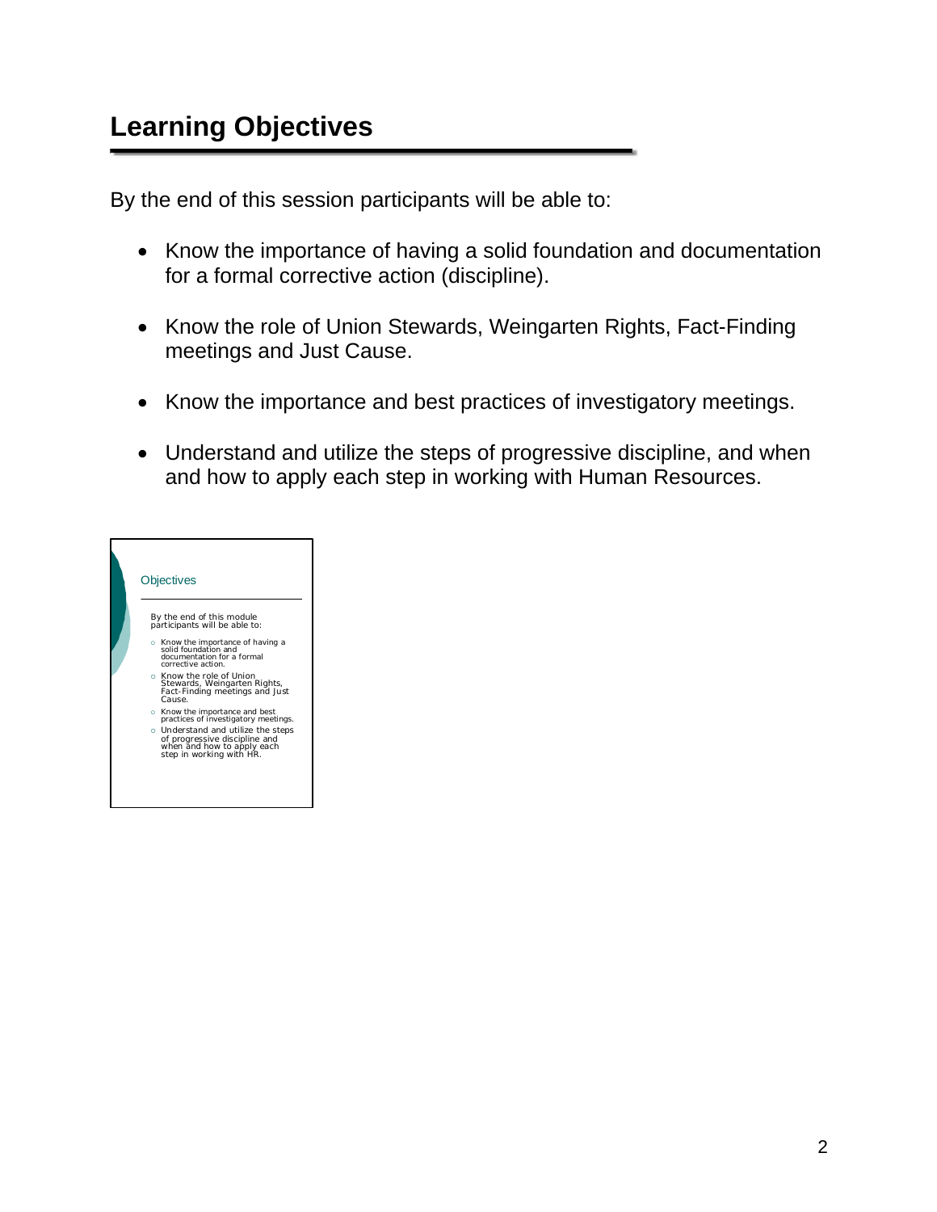## Learning Objectives

By the end of this session participants will be able to:

- Know the importance of having a solid foundation and documentation for a formal corrective action (discipline).
- Know the role of Union Stewards, Weingarten Rights, Fact-Finding meetings and Just Cause.
- Know the importance and best practices of investigatory meetings.
- Understand and utilize the steps of progressive discipline, and when and how to apply each step in working with Human Resources.

Objectives

By the end of this module participants will be able to:

- Know the importance of having a solid foundation and documentation for a formal corrective action.
- Know the role of Union Stewards, Weingarten Rights, Fact-Finding meetings and Just Cause.
- Know the importance and best practices of investigatory meetings.
- Understand and utilize the steps of progressive discipline and when and how to apply each step in working with HR.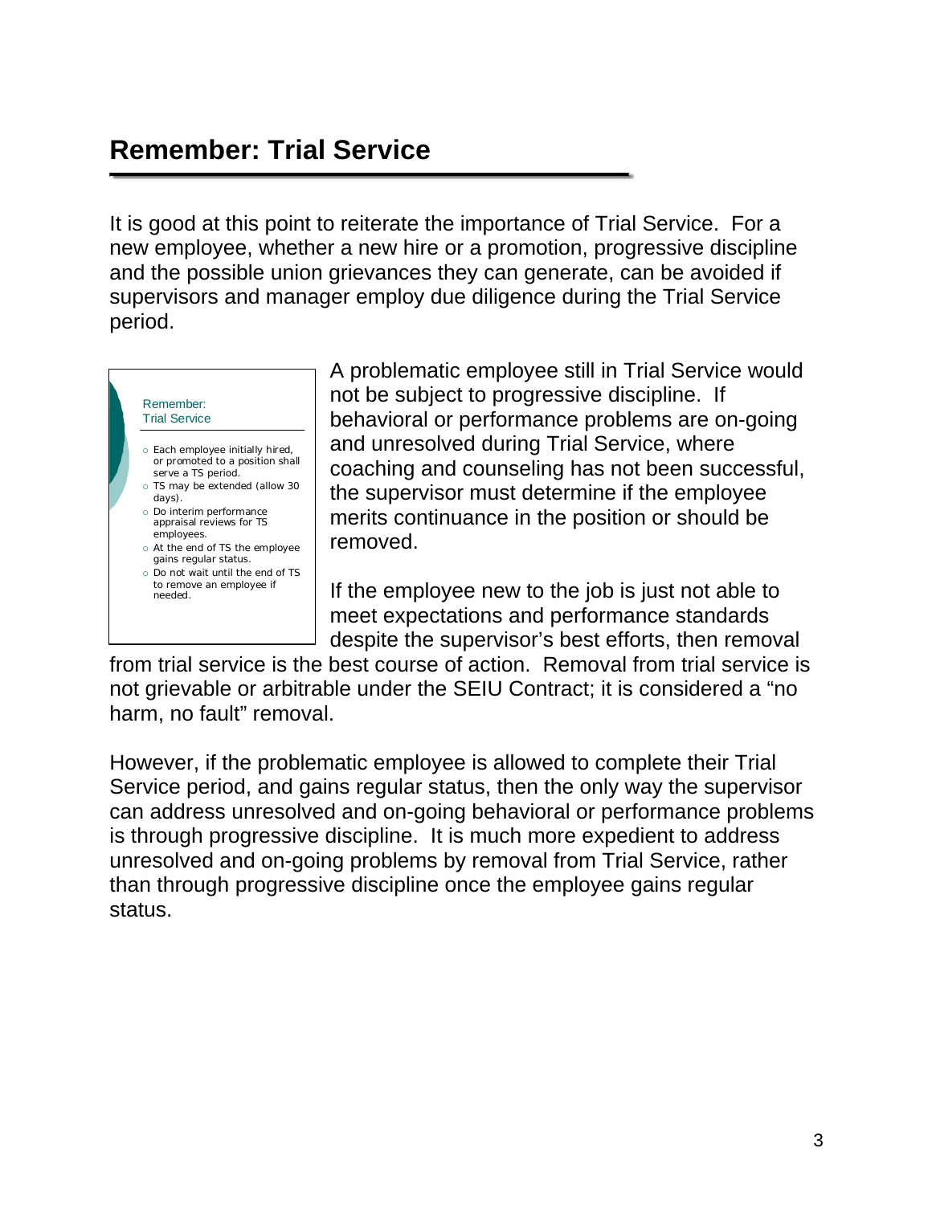## Remember: Trial Service

It is good at this point to reiterate the importance of Trial Service. For a new employee, whether a new hire or a promotion, progressive discipline and the possible union grievances they can generate, can be avoided if supervisors and manager employ due diligence during the Trial Service period.

Remember:
Trial Service

- Each employee initially hired, or promoted to a position shall serve a TS period.
- TS may be extended (allow 30 days).
- Do interim performance appraisal reviews for TS employees.
- At the end of TS the employee gains regular status.
- Do not wait until the end of TS to remove an employee if needed.

A problematic employee still in Trial Service would not be subject to progressive discipline. If behavioral or performance problems are on-going and unresolved during Trial Service, where coaching and counseling has not been successful, the supervisor must determine if the employee merits continuance in the position or should be removed.

If the employee new to the job is just not able to meet expectations and performance standards despite the supervisor's best efforts, then removal from trial service is the best course of action. Removal from trial service is not grievable or arbitrable under the SEIU Contract; it is considered a "no harm, no fault" removal.

However, if the problematic employee is allowed to complete their Trial Service period, and gains regular status, then the only way the supervisor can address unresolved and on-going behavioral or performance problems is through progressive discipline. It is much more expedient to address unresolved and on-going problems by removal from Trial Service, rather than through progressive discipline once the employee gains regular status.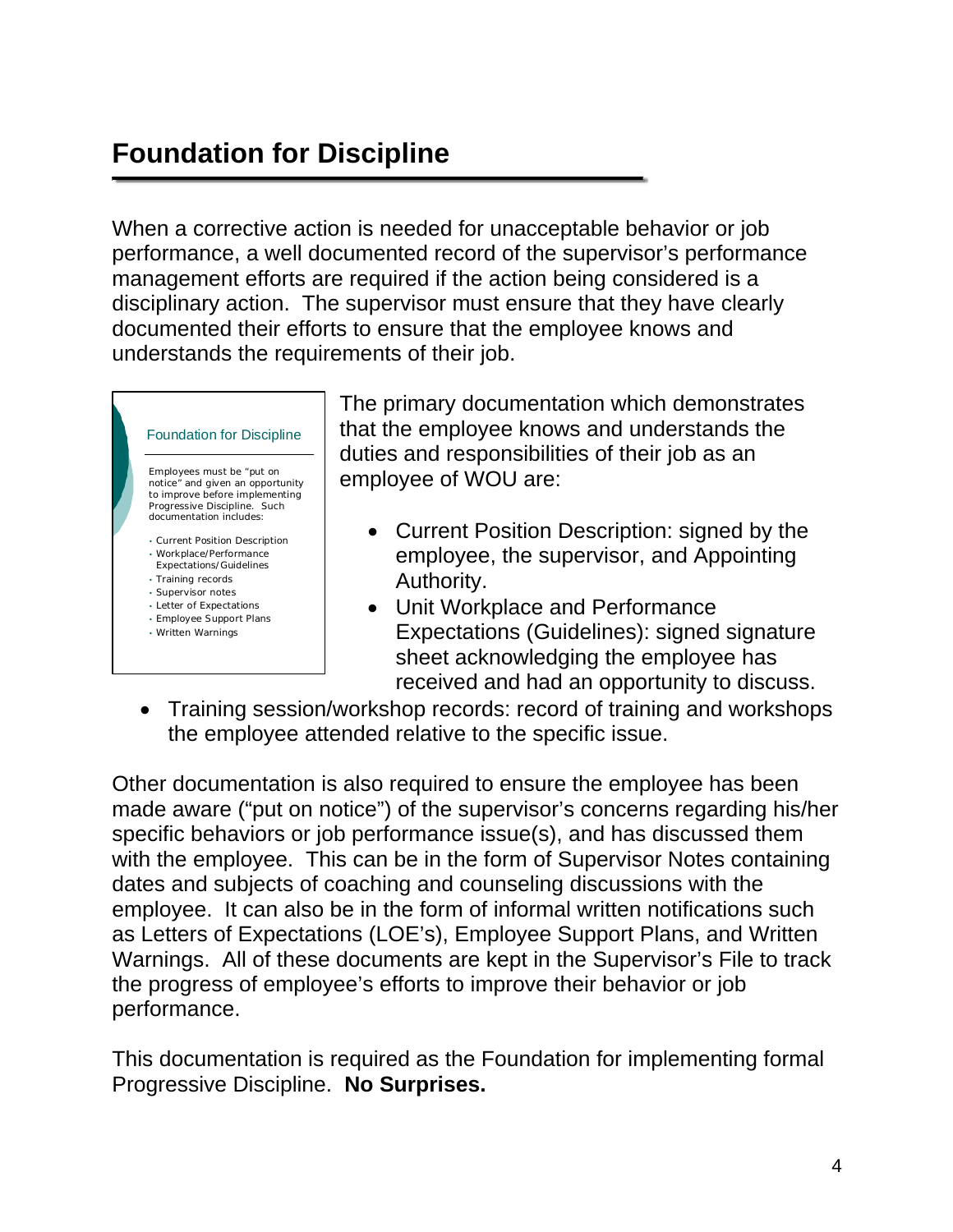# Foundation for Discipline

When a corrective action is needed for unacceptable behavior or job performance, a well documented record of the supervisor's performance management efforts are required if the action being considered is a disciplinary action. The supervisor must ensure that they have clearly documented their efforts to ensure that the employee knows and understands the requirements of their job.

> **Foundation for Discipline**
>
> Employees must be "put on notice" and given an opportunity to improve before implementing Progressive Discipline. Such documentation includes:
>
> - Current Position Description
> - Workplace/Performance Expectations/Guidelines
> - Training records
> - Supervisor notes
> - Letter of Expectations
> - Employee Support Plans
> - Written Warnings

The primary documentation which demonstrates that the employee knows and understands the duties and responsibilities of their job as an employee of WOU are:

- Current Position Description: signed by the employee, the supervisor, and Appointing Authority.
- Unit Workplace and Performance Expectations (Guidelines): signed signature sheet acknowledging the employee has received and had an opportunity to discuss.
- Training session/workshop records: record of training and workshops the employee attended relative to the specific issue.

Other documentation is also required to ensure the employee has been made aware ("put on notice") of the supervisor's concerns regarding his/her specific behaviors or job performance issue(s), and has discussed them with the employee. This can be in the form of Supervisor Notes containing dates and subjects of coaching and counseling discussions with the employee. It can also be in the form of informal written notifications such as Letters of Expectations (LOE's), Employee Support Plans, and Written Warnings. All of these documents are kept in the Supervisor's File to track the progress of employee's efforts to improve their behavior or job performance.

This documentation is required as the Foundation for implementing formal Progressive Discipline. **No Surprises.**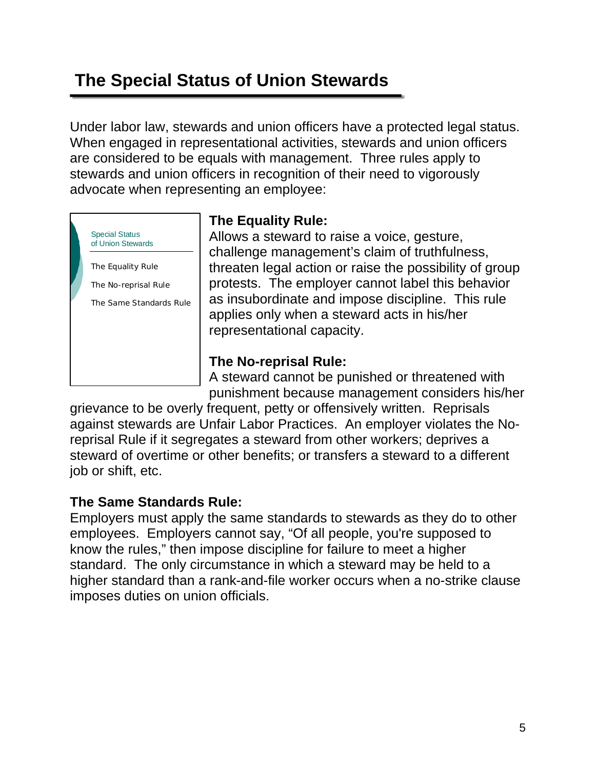# The Special Status of Union Stewards

Under labor law, stewards and union officers have a protected legal status. When engaged in representational activities, stewards and union officers are considered to be equals with management. Three rules apply to stewards and union officers in recognition of their need to vigorously advocate when representing an employee:

Special Status of Union Stewards

- The Equality Rule
- The No-reprisal Rule
- The Same Standards Rule

**The Equality Rule:**
Allows a steward to raise a voice, gesture, challenge management's claim of truthfulness, threaten legal action or raise the possibility of group protests. The employer cannot label this behavior as insubordinate and impose discipline. This rule applies only when a steward acts in his/her representational capacity.

**The No-reprisal Rule:**
A steward cannot be punished or threatened with punishment because management considers his/her grievance to be overly frequent, petty or offensively written. Reprisals against stewards are Unfair Labor Practices. An employer violates the No-reprisal Rule if it segregates a steward from other workers; deprives a steward of overtime or other benefits; or transfers a steward to a different job or shift, etc.

**The Same Standards Rule:**
Employers must apply the same standards to stewards as they do to other employees. Employers cannot say, "Of all people, you're supposed to know the rules," then impose discipline for failure to meet a higher standard. The only circumstance in which a steward may be held to a higher standard than a rank-and-file worker occurs when a no-strike clause imposes duties on union officials.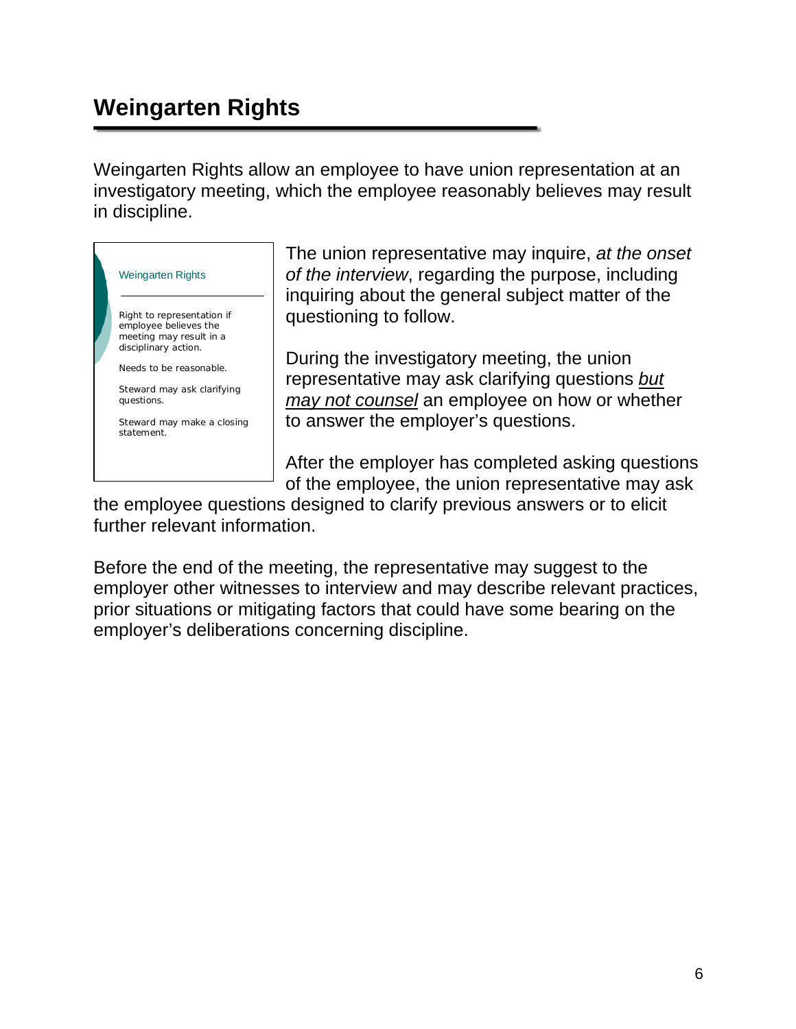# Weingarten Rights

Weingarten Rights allow an employee to have union representation at an investigatory meeting, which the employee reasonably believes may result in discipline.

Weingarten Rights

Right to representation if employee believes the meeting may result in a disciplinary action.

Needs to be reasonable.

Steward may ask clarifying questions.

Steward may make a closing statement.

The union representative may inquire, *at the onset of the interview*, regarding the purpose, including inquiring about the general subject matter of the questioning to follow.

During the investigatory meeting, the union representative may ask clarifying questions *but may not counsel* an employee on how or whether to answer the employer's questions.

After the employer has completed asking questions of the employee, the union representative may ask the employee questions designed to clarify previous answers or to elicit further relevant information.

Before the end of the meeting, the representative may suggest to the employer other witnesses to interview and may describe relevant practices, prior situations or mitigating factors that could have some bearing on the employer's deliberations concerning discipline.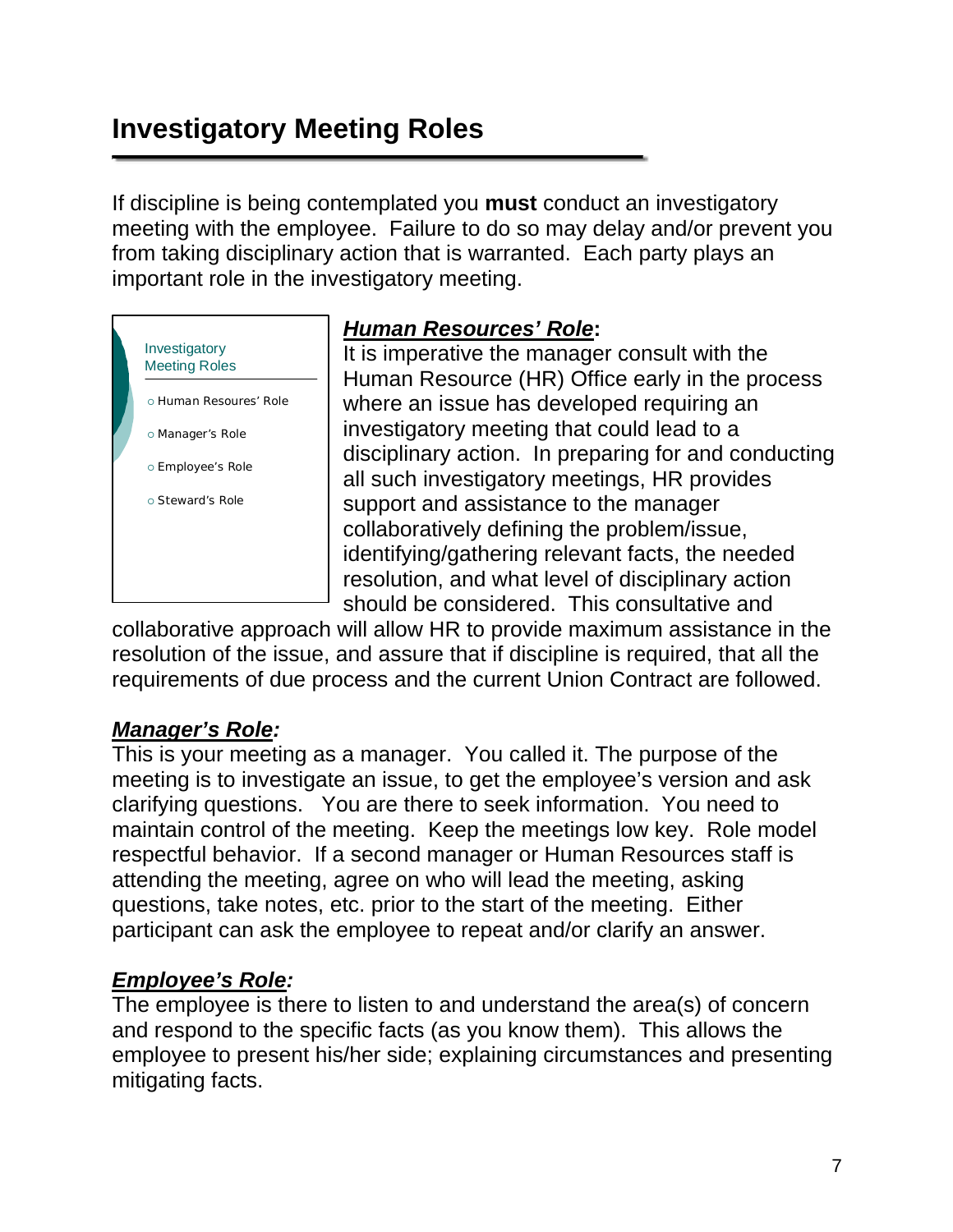# Investigatory Meeting Roles

If discipline is being contemplated you **must** conduct an investigatory meeting with the employee. Failure to do so may delay and/or prevent you from taking disciplinary action that is warranted. Each party plays an important role in the investigatory meeting.

Investigatory Meeting Roles

- Human Resoures' Role
- Manager's Role
- Employee's Role
- Steward's Role

***Human Resources' Role*:**
It is imperative the manager consult with the Human Resource (HR) Office early in the process where an issue has developed requiring an investigatory meeting that could lead to a disciplinary action. In preparing for and conducting all such investigatory meetings, HR provides support and assistance to the manager collaboratively defining the problem/issue, identifying/gathering relevant facts, the needed resolution, and what level of disciplinary action should be considered. This consultative and collaborative approach will allow HR to provide maximum assistance in the resolution of the issue, and assure that if discipline is required, that all the requirements of due process and the current Union Contract are followed.

***Manager's Role:***
This is your meeting as a manager. You called it. The purpose of the meeting is to investigate an issue, to get the employee's version and ask clarifying questions. You are there to seek information. You need to maintain control of the meeting. Keep the meetings low key. Role model respectful behavior. If a second manager or Human Resources staff is attending the meeting, agree on who will lead the meeting, asking questions, take notes, etc. prior to the start of the meeting. Either participant can ask the employee to repeat and/or clarify an answer.

***Employee's Role:***
The employee is there to listen to and understand the area(s) of concern and respond to the specific facts (as you know them). This allows the employee to present his/her side; explaining circumstances and presenting mitigating facts.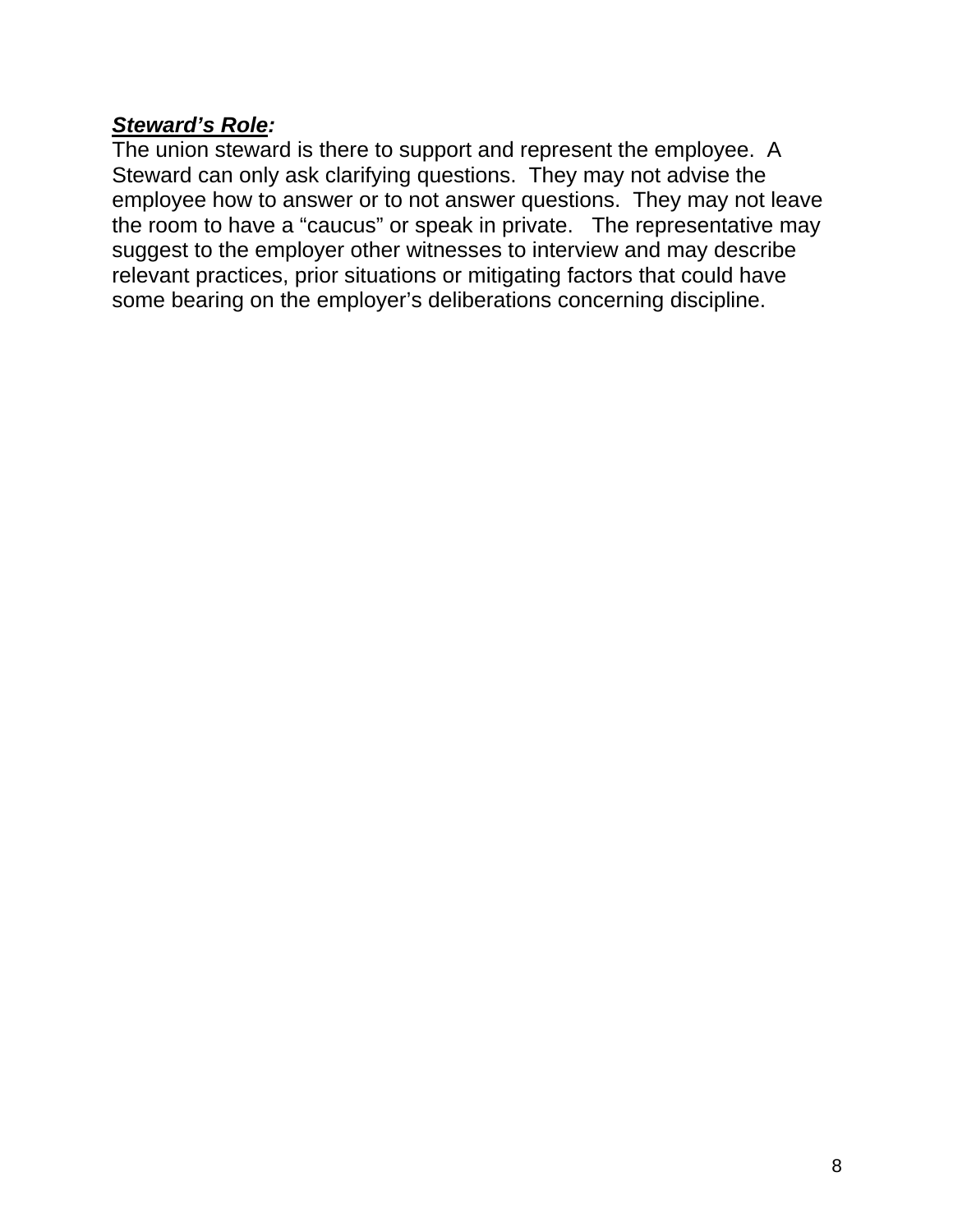***Steward's Role*:**

The union steward is there to support and represent the employee. A Steward can only ask clarifying questions. They may not advise the employee how to answer or to not answer questions. They may not leave the room to have a "caucus" or speak in private. The representative may suggest to the employer other witnesses to interview and may describe relevant practices, prior situations or mitigating factors that could have some bearing on the employer's deliberations concerning discipline.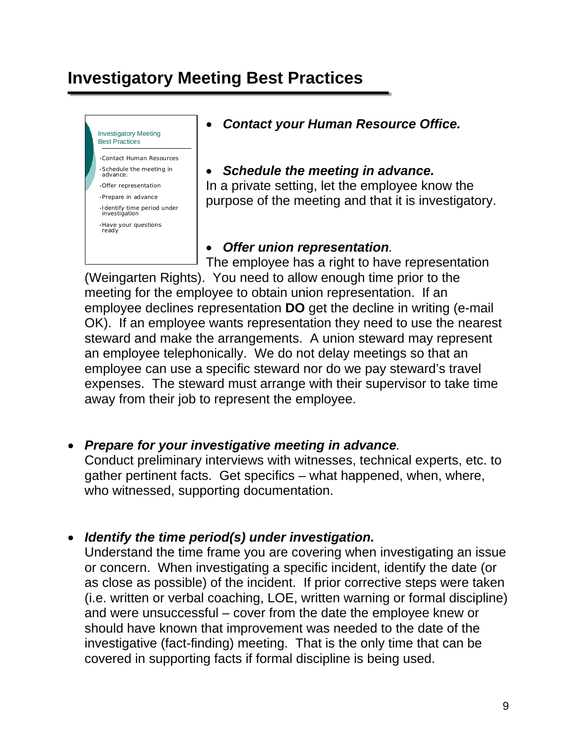# Investigatory Meeting Best Practices

- ***Contact your Human Resource Office.***

- ***Schedule the meeting in advance.***
  In a private setting, let the employee know the purpose of the meeting and that it is investigatory.

- ***Offer union representation.***
  The employee has a right to have representation (Weingarten Rights). You need to allow enough time prior to the meeting for the employee to obtain union representation. If an employee declines representation **DO** get the decline in writing (e-mail OK). If an employee wants representation they need to use the nearest steward and make the arrangements. A union steward may represent an employee telephonically. We do not delay meetings so that an employee can use a specific steward nor do we pay steward's travel expenses. The steward must arrange with their supervisor to take time away from their job to represent the employee.

- ***Prepare for your investigative meeting in advance.***
  Conduct preliminary interviews with witnesses, technical experts, etc. to gather pertinent facts. Get specifics – what happened, when, where, who witnessed, supporting documentation.

- ***Identify the time period(s) under investigation.***
  Understand the time frame you are covering when investigating an issue or concern. When investigating a specific incident, identify the date (or as close as possible) of the incident. If prior corrective steps were taken (i.e. written or verbal coaching, LOE, written warning or formal discipline) and were unsuccessful – cover from the date the employee knew or should have known that improvement was needed to the date of the investigative (fact-finding) meeting. That is the only time that can be covered in supporting facts if formal discipline is being used.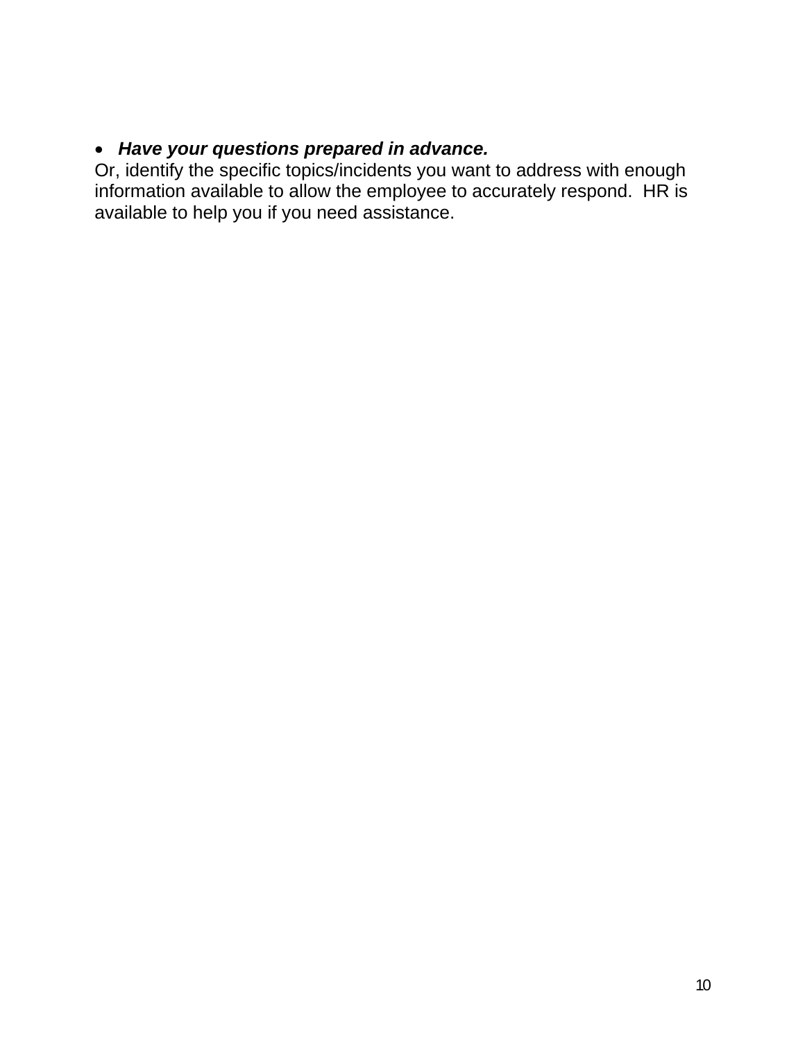- ***Have your questions prepared in advance.***

Or, identify the specific topics/incidents you want to address with enough information available to allow the employee to accurately respond. HR is available to help you if you need assistance.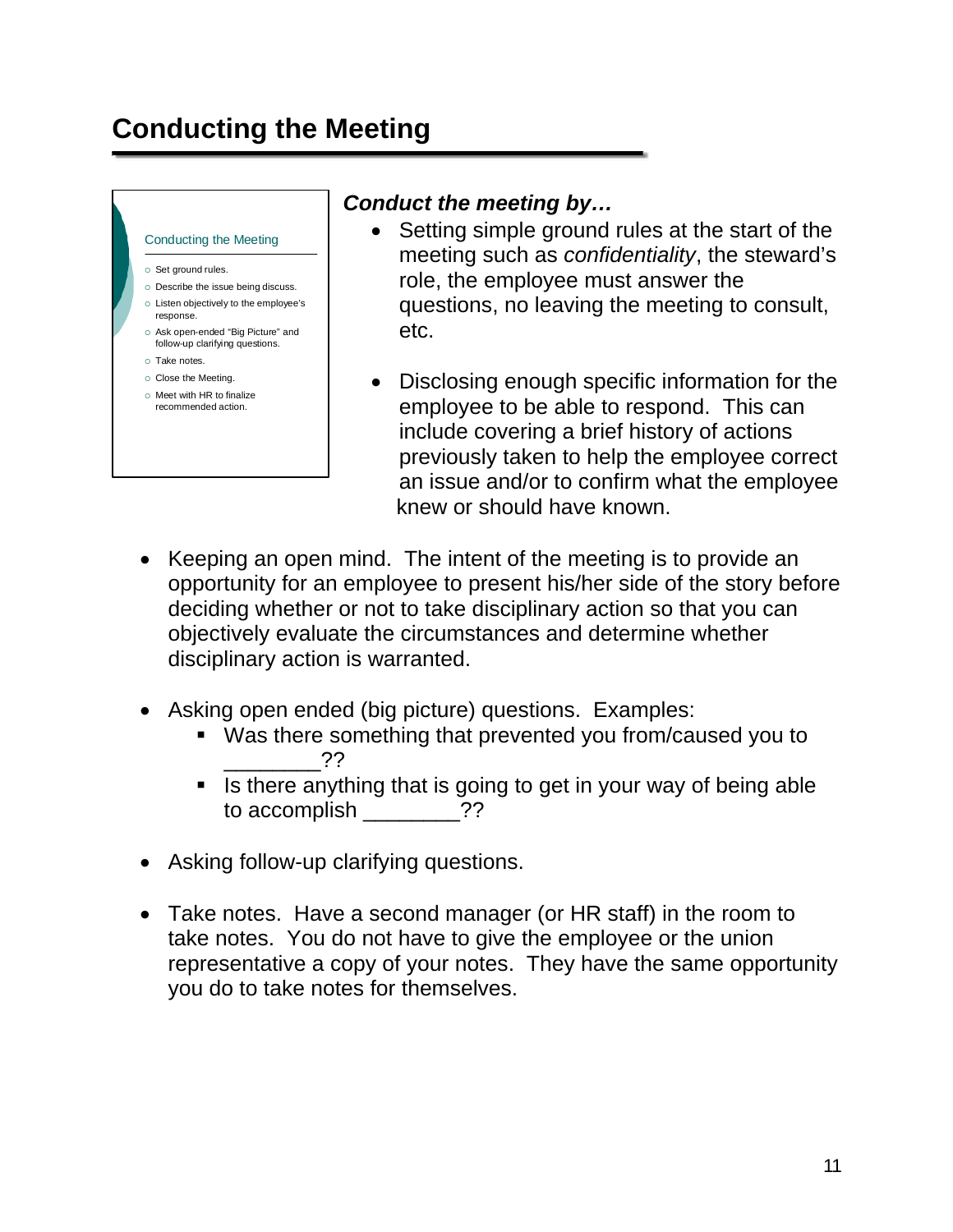# Conducting the Meeting

Conducting the Meeting

- Set ground rules.
- Describe the issue being discuss.
- Listen objectively to the employee's response.
- Ask open-ended "Big Picture" and follow-up clarifying questions.
- Take notes.
- Close the Meeting.
- Meet with HR to finalize recommended action.

***Conduct the meeting by…***

- Setting simple ground rules at the start of the meeting such as *confidentiality*, the steward's role, the employee must answer the questions, no leaving the meeting to consult, etc.

- Disclosing enough specific information for the employee to be able to respond. This can include covering a brief history of actions previously taken to help the employee correct an issue and/or to confirm what the employee knew or should have known.

- Keeping an open mind. The intent of the meeting is to provide an opportunity for an employee to present his/her side of the story before deciding whether or not to take disciplinary action so that you can objectively evaluate the circumstances and determine whether disciplinary action is warranted.

- Asking open ended (big picture) questions. Examples:
  - Was there something that prevented you from/caused you to ________??
  - Is there anything that is going to get in your way of being able to accomplish ________??

- Asking follow-up clarifying questions.

- Take notes. Have a second manager (or HR staff) in the room to take notes. You do not have to give the employee or the union representative a copy of your notes. They have the same opportunity you do to take notes for themselves.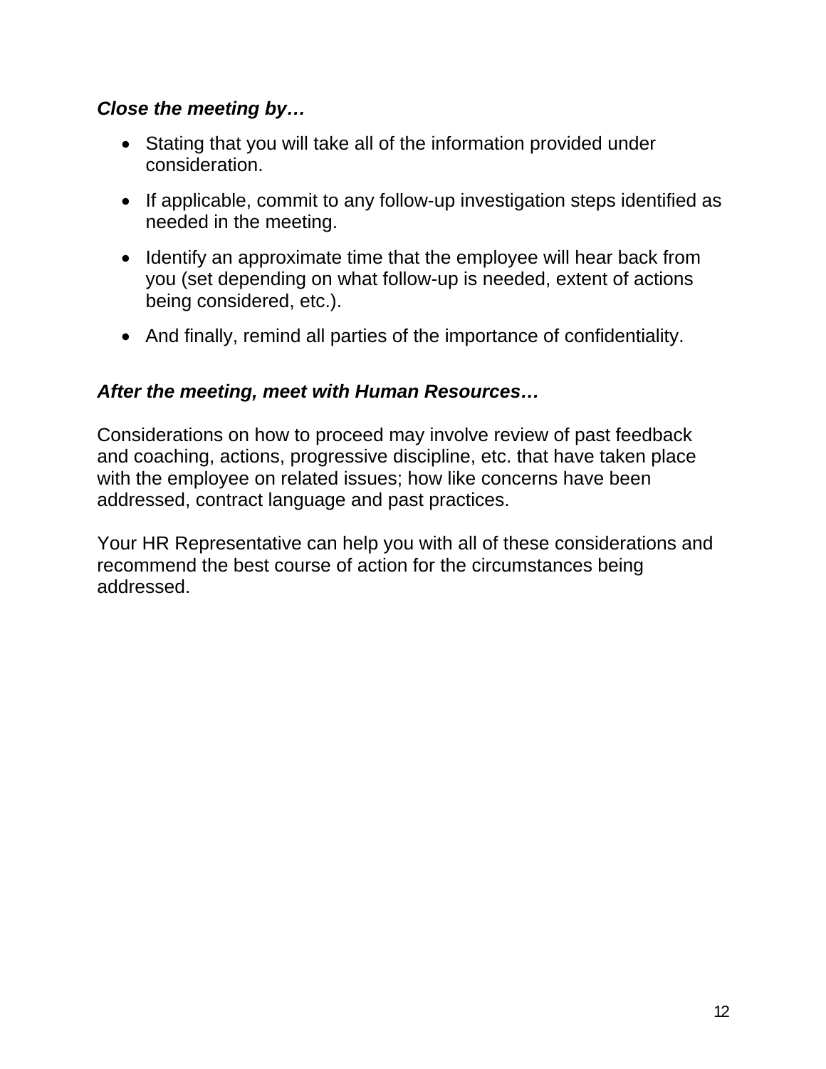***Close the meeting by…***

- Stating that you will take all of the information provided under consideration.
- If applicable, commit to any follow-up investigation steps identified as needed in the meeting.
- Identify an approximate time that the employee will hear back from you (set depending on what follow-up is needed, extent of actions being considered, etc.).
- And finally, remind all parties of the importance of confidentiality.

***After the meeting, meet with Human Resources…***

Considerations on how to proceed may involve review of past feedback and coaching, actions, progressive discipline, etc. that have taken place with the employee on related issues; how like concerns have been addressed, contract language and past practices.

Your HR Representative can help you with all of these considerations and recommend the best course of action for the circumstances being addressed.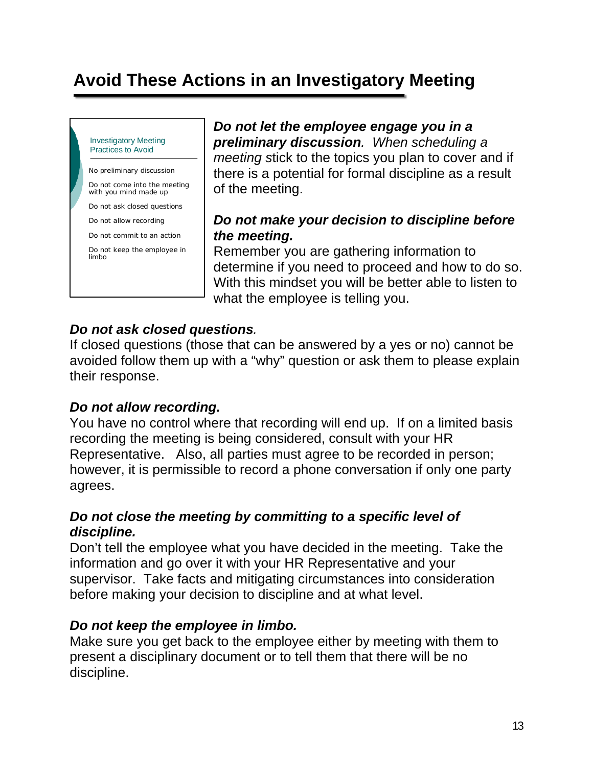# Avoid These Actions in an Investigatory Meeting

Investigatory Meeting Practices to Avoid

- No preliminary discussion
- Do not come into the meeting with you mind made up
- Do not ask closed questions
- Do not allow recording
- Do not commit to an action
- Do not keep the employee in limbo

***Do not let the employee engage you in a preliminary discussion**. When scheduling a meeting s*tick to the topics you plan to cover and if there is a potential for formal discipline as a result of the meeting.

***Do not make your decision to discipline before the meeting.***
Remember you are gathering information to determine if you need to proceed and how to do so. With this mindset you will be better able to listen to what the employee is telling you.

***Do not ask closed questions**.*
If closed questions (those that can be answered by a yes or no) cannot be avoided follow them up with a "why" question or ask them to please explain their response.

***Do not allow recording.***
You have no control where that recording will end up. If on a limited basis recording the meeting is being considered, consult with your HR Representative. Also, all parties must agree to be recorded in person; however, it is permissible to record a phone conversation if only one party agrees.

***Do not close the meeting by committing to a specific level of discipline.***
Don't tell the employee what you have decided in the meeting. Take the information and go over it with your HR Representative and your supervisor. Take facts and mitigating circumstances into consideration before making your decision to discipline and at what level.

***Do not keep the employee in limbo.***
Make sure you get back to the employee either by meeting with them to present a disciplinary document or to tell them that there will be no discipline.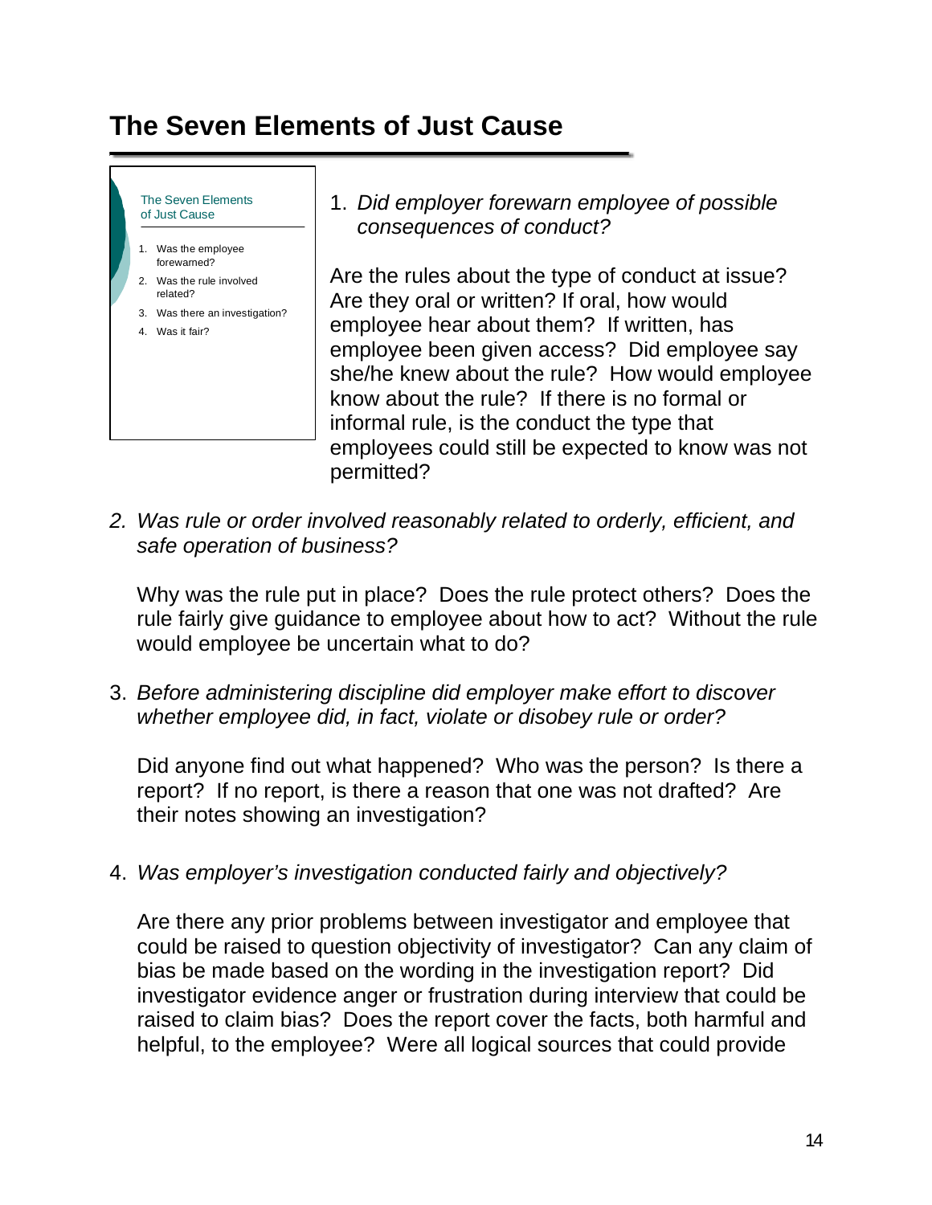# The Seven Elements of Just Cause

The Seven Elements of Just Cause

1. Was the employee forewarned?
2. Was the rule involved related?
3. Was there an investigation?
4. Was it fair?

1. *Did employer forewarn employee of possible consequences of conduct?*

   Are the rules about the type of conduct at issue? Are they oral or written? If oral, how would employee hear about them? If written, has employee been given access? Did employee say she/he knew about the rule? How would employee know about the rule? If there is no formal or informal rule, is the conduct the type that employees could still be expected to know was not permitted?

2. *Was rule or order involved reasonably related to orderly, efficient, and safe operation of business?*

   Why was the rule put in place? Does the rule protect others? Does the rule fairly give guidance to employee about how to act? Without the rule would employee be uncertain what to do?

3. *Before administering discipline did employer make effort to discover whether employee did, in fact, violate or disobey rule or order?*

   Did anyone find out what happened? Who was the person? Is there a report? If no report, is there a reason that one was not drafted? Are their notes showing an investigation?

4. *Was employer's investigation conducted fairly and objectively?*

   Are there any prior problems between investigator and employee that could be raised to question objectivity of investigator? Can any claim of bias be made based on the wording in the investigation report? Did investigator evidence anger or frustration during interview that could be raised to claim bias? Does the report cover the facts, both harmful and helpful, to the employee? Were all logical sources that could provide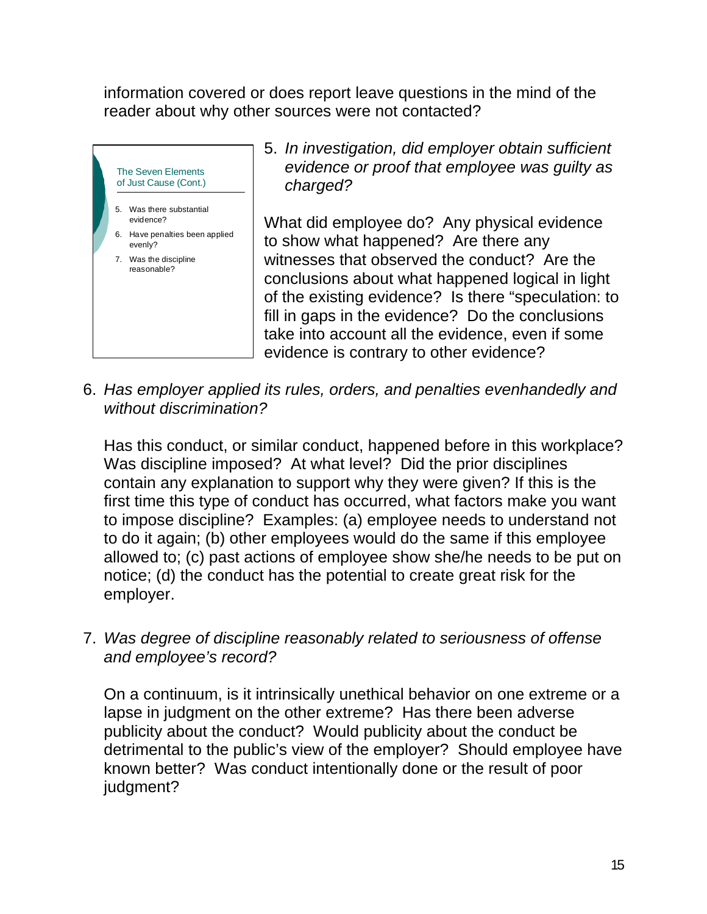information covered or does report leave questions in the mind of the reader about why other sources were not contacted?

The Seven Elements of Just Cause (Cont.)

5. Was there substantial evidence?
6. Have penalties been applied evenly?
7. Was the discipline reasonable?

5. *In investigation, did employer obtain sufficient evidence or proof that employee was guilty as charged?*

   What did employee do? Any physical evidence to show what happened? Are there any witnesses that observed the conduct? Are the conclusions about what happened logical in light of the existing evidence? Is there "speculation: to fill in gaps in the evidence? Do the conclusions take into account all the evidence, even if some evidence is contrary to other evidence?

6. *Has employer applied its rules, orders, and penalties evenhandedly and without discrimination?*

   Has this conduct, or similar conduct, happened before in this workplace? Was discipline imposed? At what level? Did the prior disciplines contain any explanation to support why they were given? If this is the first time this type of conduct has occurred, what factors make you want to impose discipline? Examples: (a) employee needs to understand not to do it again; (b) other employees would do the same if this employee allowed to; (c) past actions of employee show she/he needs to be put on notice; (d) the conduct has the potential to create great risk for the employer.

7. *Was degree of discipline reasonably related to seriousness of offense and employee's record?*

   On a continuum, is it intrinsically unethical behavior on one extreme or a lapse in judgment on the other extreme? Has there been adverse publicity about the conduct? Would publicity about the conduct be detrimental to the public's view of the employer? Should employee have known better? Was conduct intentionally done or the result of poor judgment?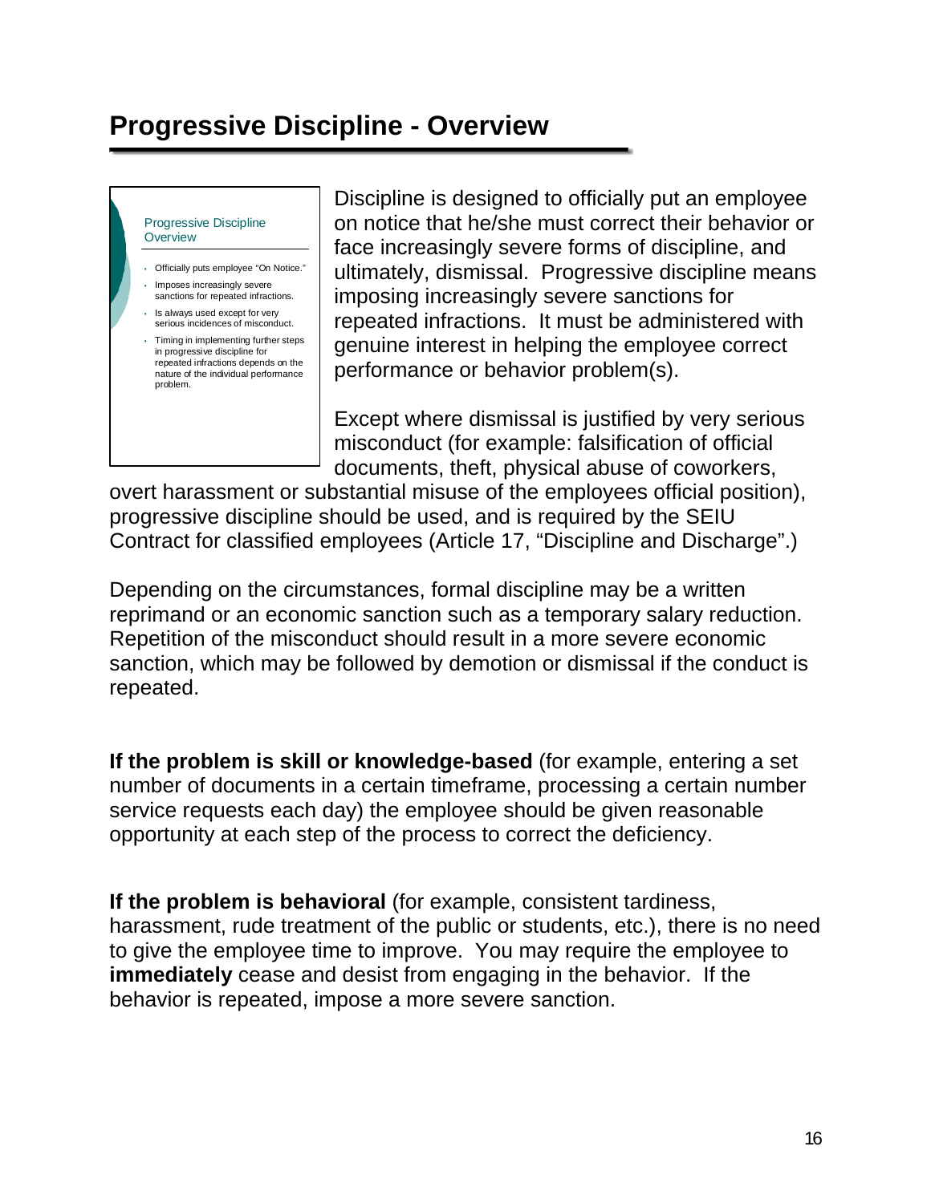# Progressive Discipline - Overview

Progressive Discipline Overview

- Officially puts employee "On Notice."
- Imposes increasingly severe sanctions for repeated infractions.
- Is always used except for very serious incidences of misconduct.
- Timing in implementing further steps in progressive discipline for repeated infractions depends on the nature of the individual performance problem.

Discipline is designed to officially put an employee on notice that he/she must correct their behavior or face increasingly severe forms of discipline, and ultimately, dismissal. Progressive discipline means imposing increasingly severe sanctions for repeated infractions. It must be administered with genuine interest in helping the employee correct performance or behavior problem(s).

Except where dismissal is justified by very serious misconduct (for example: falsification of official documents, theft, physical abuse of coworkers, overt harassment or substantial misuse of the employees official position), progressive discipline should be used, and is required by the SEIU Contract for classified employees (Article 17, "Discipline and Discharge".)

Depending on the circumstances, formal discipline may be a written reprimand or an economic sanction such as a temporary salary reduction. Repetition of the misconduct should result in a more severe economic sanction, which may be followed by demotion or dismissal if the conduct is repeated.

**If the problem is skill or knowledge-based** (for example, entering a set number of documents in a certain timeframe, processing a certain number service requests each day) the employee should be given reasonable opportunity at each step of the process to correct the deficiency.

**If the problem is behavioral** (for example, consistent tardiness, harassment, rude treatment of the public or students, etc.), there is no need to give the employee time to improve. You may require the employee to **immediately** cease and desist from engaging in the behavior. If the behavior is repeated, impose a more severe sanction.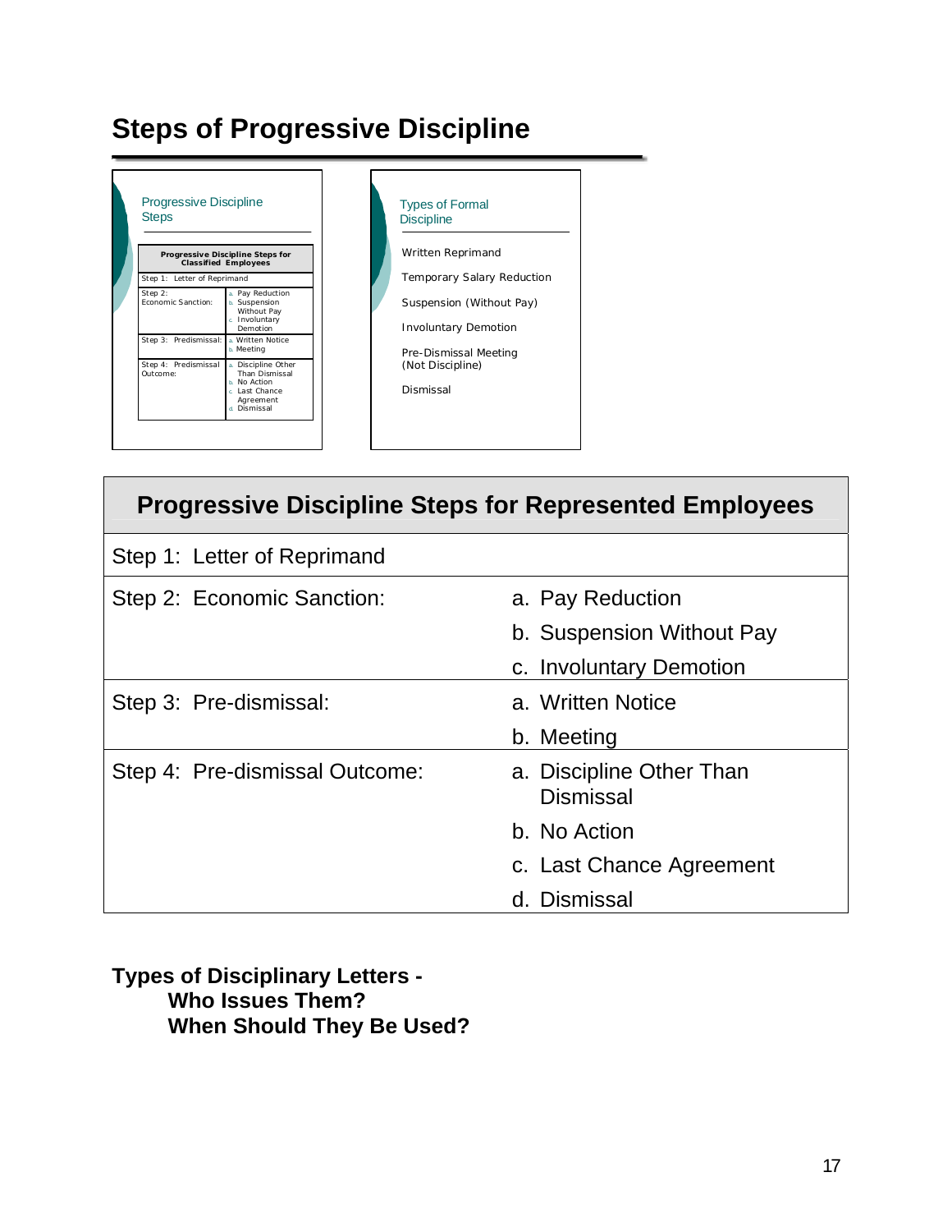# Steps of Progressive Discipline

Progressive Discipline Steps

| Progressive Discipline Steps for Classified Employees | |
|---|---|
| Step 1: Letter of Reprimand | |
| Step 2: Economic Sanction: | a. Pay Reduction<br>b. Suspension Without Pay<br>c. Involuntary Demotion |
| Step 3: Predismissal: | a. Written Notice<br>b. Meeting |
| Step 4: Predismissal Outcome: | a. Discipline Other Than Dismissal<br>b. No Action<br>c. Last Chance Agreement<br>d. Dismissal |

Types of Formal Discipline

- Written Reprimand
- Temporary Salary Reduction
- Suspension (Without Pay)
- Involuntary Demotion
- Pre-Dismissal Meeting (Not Discipline)
- Dismissal

| Progressive Discipline Steps for Represented Employees | |
|---|---|
| Step 1: Letter of Reprimand | |
| Step 2: Economic Sanction: | a. Pay Reduction<br>b. Suspension Without Pay<br>c. Involuntary Demotion |
| Step 3: Pre-dismissal: | a. Written Notice<br>b. Meeting |
| Step 4: Pre-dismissal Outcome: | a. Discipline Other Than Dismissal<br>b. No Action<br>c. Last Chance Agreement<br>d. Dismissal |

**Types of Disciplinary Letters -**
**Who Issues Them?**
**When Should They Be Used?**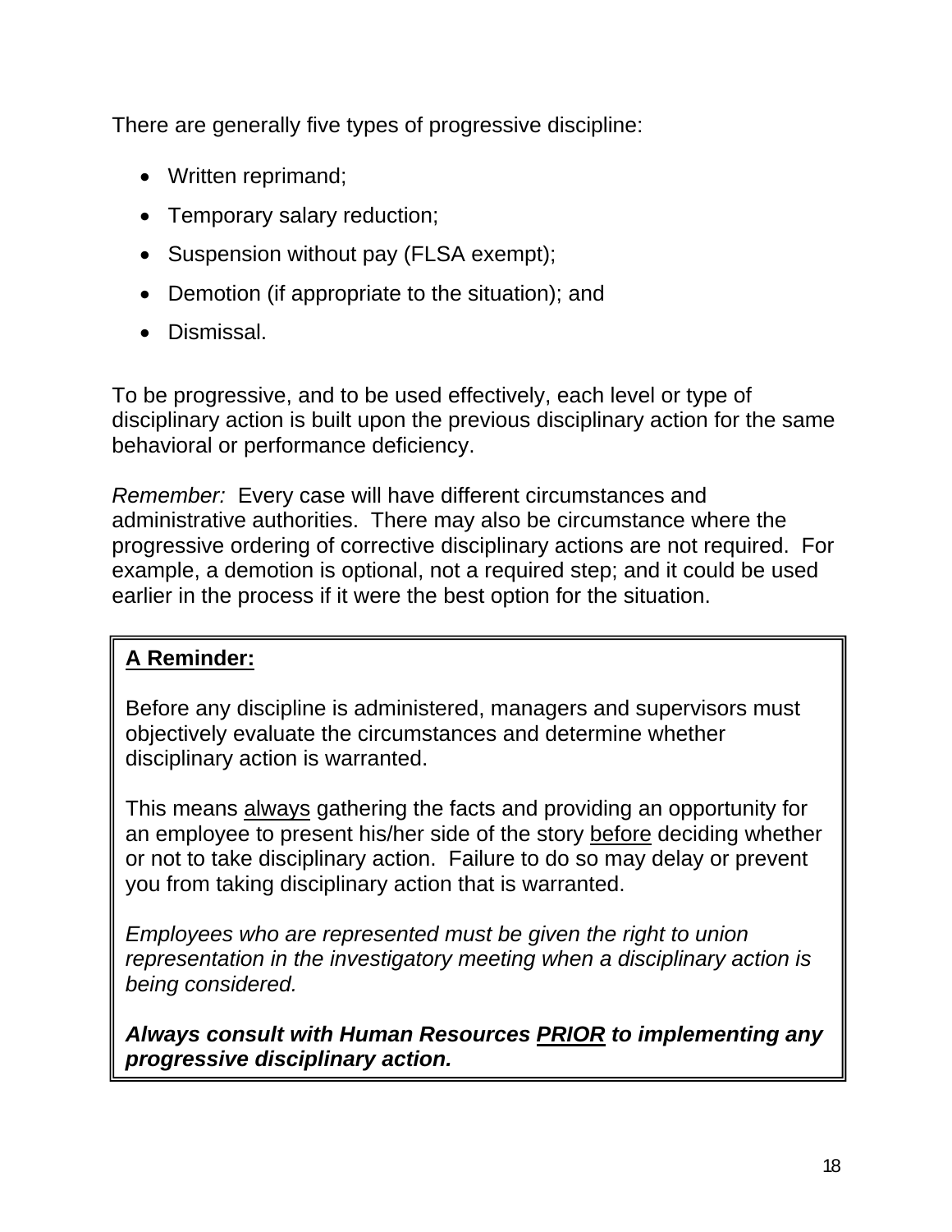There are generally five types of progressive discipline:

- Written reprimand;
- Temporary salary reduction;
- Suspension without pay (FLSA exempt);
- Demotion (if appropriate to the situation); and
- Dismissal.

To be progressive, and to be used effectively, each level or type of disciplinary action is built upon the previous disciplinary action for the same behavioral or performance deficiency.

*Remember:* Every case will have different circumstances and administrative authorities. There may also be circumstance where the progressive ordering of corrective disciplinary actions are not required. For example, a demotion is optional, not a required step; and it could be used earlier in the process if it were the best option for the situation.

**A Reminder:**

Before any discipline is administered, managers and supervisors must objectively evaluate the circumstances and determine whether disciplinary action is warranted.

This means always gathering the facts and providing an opportunity for an employee to present his/her side of the story before deciding whether or not to take disciplinary action. Failure to do so may delay or prevent you from taking disciplinary action that is warranted.

*Employees who are represented must be given the right to union representation in the investigatory meeting when a disciplinary action is being considered.*

***Always consult with Human Resources PRIOR to implementing any progressive disciplinary action.***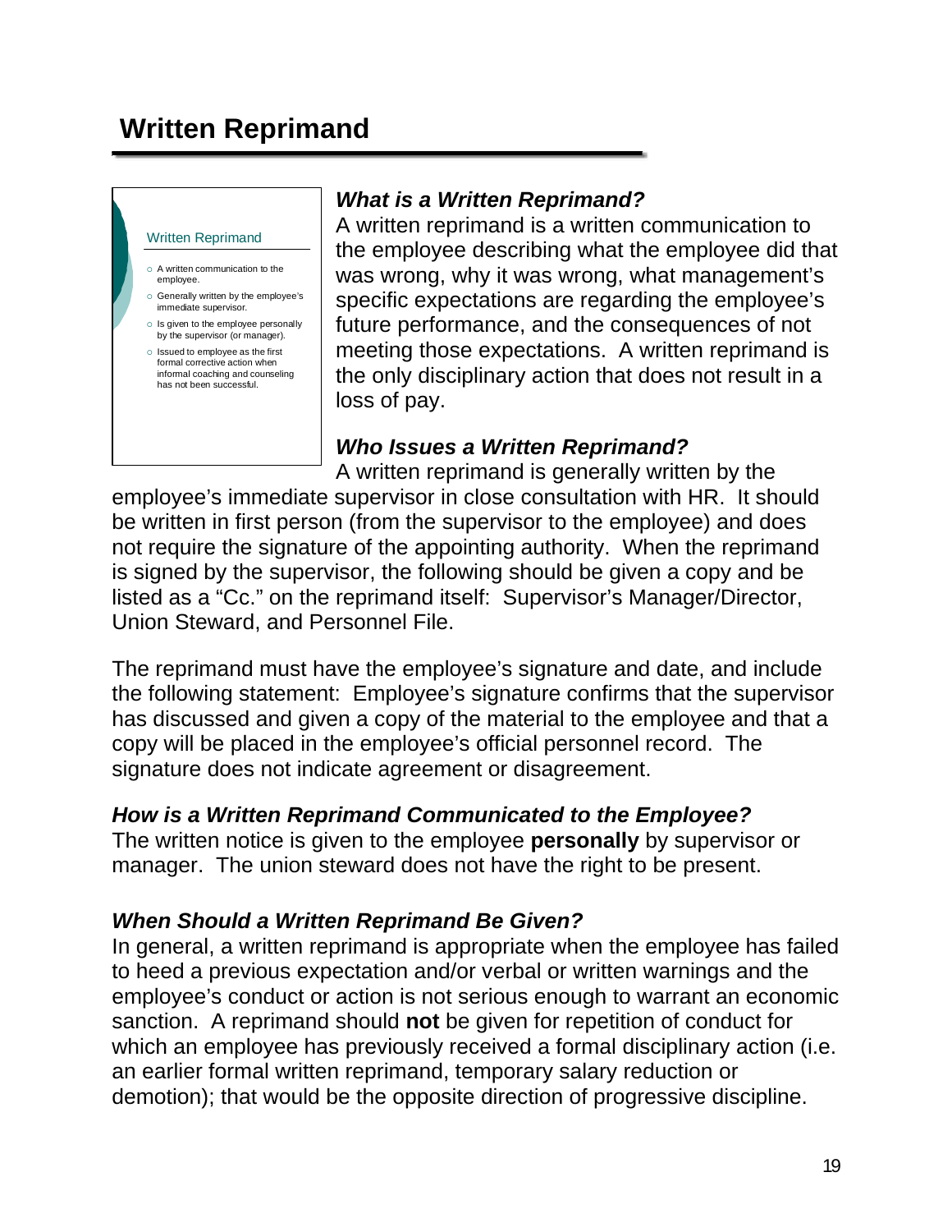# Written Reprimand

Written Reprimand

- A written communication to the employee.
- Generally written by the employee's immediate supervisor.
- Is given to the employee personally by the supervisor (or manager).
- Issued to employee as the first formal corrective action when informal coaching and counseling has not been successful.

### *What is a Written Reprimand?*

A written reprimand is a written communication to the employee describing what the employee did that was wrong, why it was wrong, what management's specific expectations are regarding the employee's future performance, and the consequences of not meeting those expectations. A written reprimand is the only disciplinary action that does not result in a loss of pay.

### *Who Issues a Written Reprimand?*

A written reprimand is generally written by the employee's immediate supervisor in close consultation with HR. It should be written in first person (from the supervisor to the employee) and does not require the signature of the appointing authority. When the reprimand is signed by the supervisor, the following should be given a copy and be listed as a "Cc." on the reprimand itself: Supervisor's Manager/Director, Union Steward, and Personnel File.

The reprimand must have the employee's signature and date, and include the following statement: Employee's signature confirms that the supervisor has discussed and given a copy of the material to the employee and that a copy will be placed in the employee's official personnel record. The signature does not indicate agreement or disagreement.

### *How is a Written Reprimand Communicated to the Employee?*

The written notice is given to the employee **personally** by supervisor or manager. The union steward does not have the right to be present.

### *When Should a Written Reprimand Be Given?*

In general, a written reprimand is appropriate when the employee has failed to heed a previous expectation and/or verbal or written warnings and the employee's conduct or action is not serious enough to warrant an economic sanction. A reprimand should **not** be given for repetition of conduct for which an employee has previously received a formal disciplinary action (i.e. an earlier formal written reprimand, temporary salary reduction or demotion); that would be the opposite direction of progressive discipline.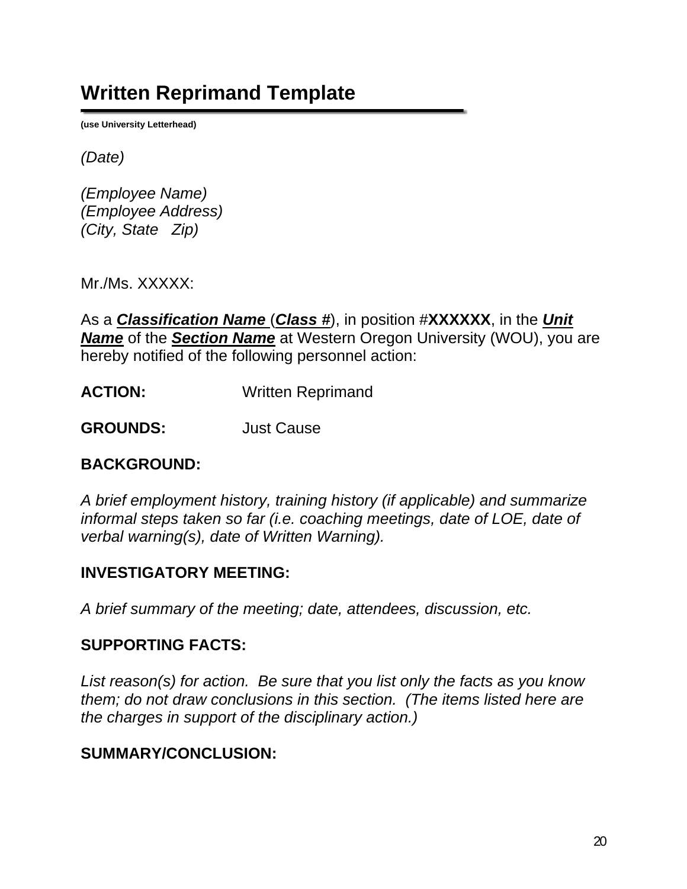# Written Reprimand Template

**(use University Letterhead)**

*(Date)*

*(Employee Name)*
*(Employee Address)*
*(City, State Zip)*

Mr./Ms. XXXXX:

As a ***Classification Name*** (***Class #***), in position #**XXXXXX**, in the ***Unit Name*** of the ***Section Name*** at Western Oregon University (WOU), you are hereby notified of the following personnel action:

**ACTION:** Written Reprimand

**GROUNDS:** Just Cause

**BACKGROUND:**

*A brief employment history, training history (if applicable) and summarize informal steps taken so far (i.e. coaching meetings, date of LOE, date of verbal warning(s), date of Written Warning).*

**INVESTIGATORY MEETING:**

*A brief summary of the meeting; date, attendees, discussion, etc.*

**SUPPORTING FACTS:**

*List reason(s) for action. Be sure that you list only the facts as you know them; do not draw conclusions in this section. (The items listed here are the charges in support of the disciplinary action.)*

**SUMMARY/CONCLUSION:**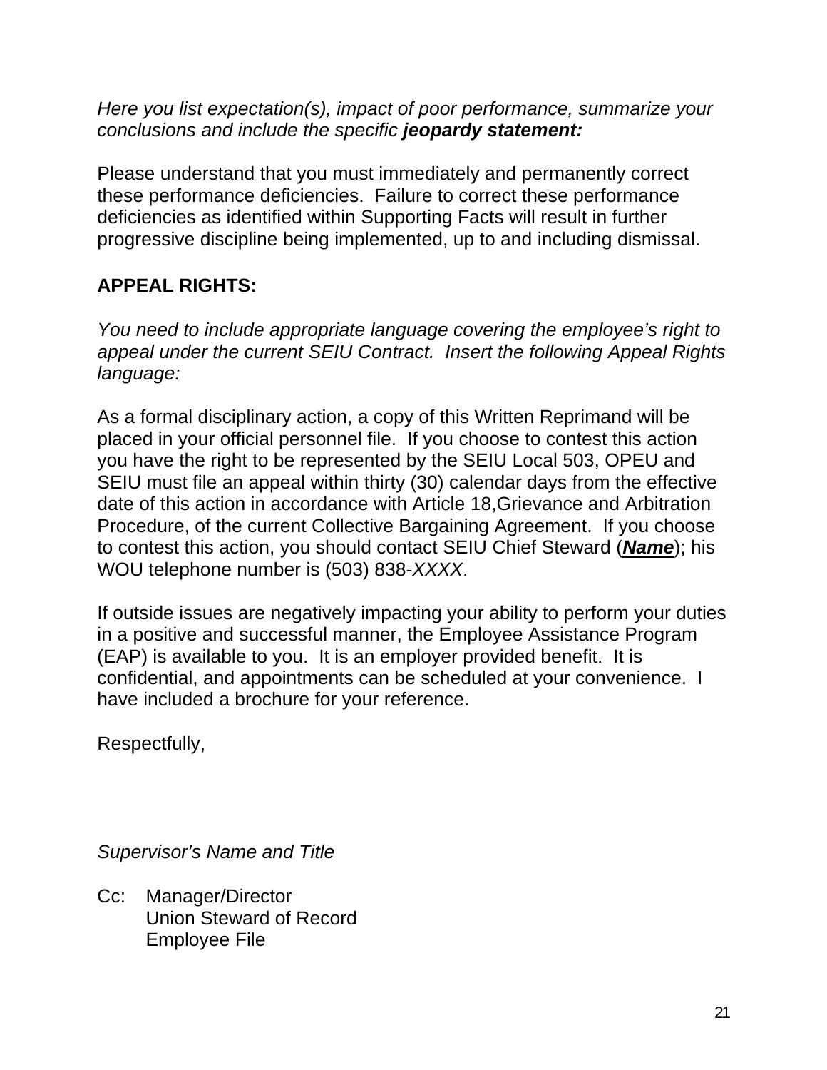*Here you list expectation(s), impact of poor performance, summarize your conclusions and include the specific **jeopardy statement:***

Please understand that you must immediately and permanently correct these performance deficiencies. Failure to correct these performance deficiencies as identified within Supporting Facts will result in further progressive discipline being implemented, up to and including dismissal.

**APPEAL RIGHTS:**

*You need to include appropriate language covering the employee's right to appeal under the current SEIU Contract. Insert the following Appeal Rights language:*

As a formal disciplinary action, a copy of this Written Reprimand will be placed in your official personnel file. If you choose to contest this action you have the right to be represented by the SEIU Local 503, OPEU and SEIU must file an appeal within thirty (30) calendar days from the effective date of this action in accordance with Article 18,Grievance and Arbitration Procedure, of the current Collective Bargaining Agreement. If you choose to contest this action, you should contact SEIU Chief Steward (***<u>Name</u>***); his WOU telephone number is (503) 838-*XXXX*.

If outside issues are negatively impacting your ability to perform your duties in a positive and successful manner, the Employee Assistance Program (EAP) is available to you. It is an employer provided benefit. It is confidential, and appointments can be scheduled at your convenience. I have included a brochure for your reference.

Respectfully,

*Supervisor's Name and Title*

Cc: Manager/Director
Union Steward of Record
Employee File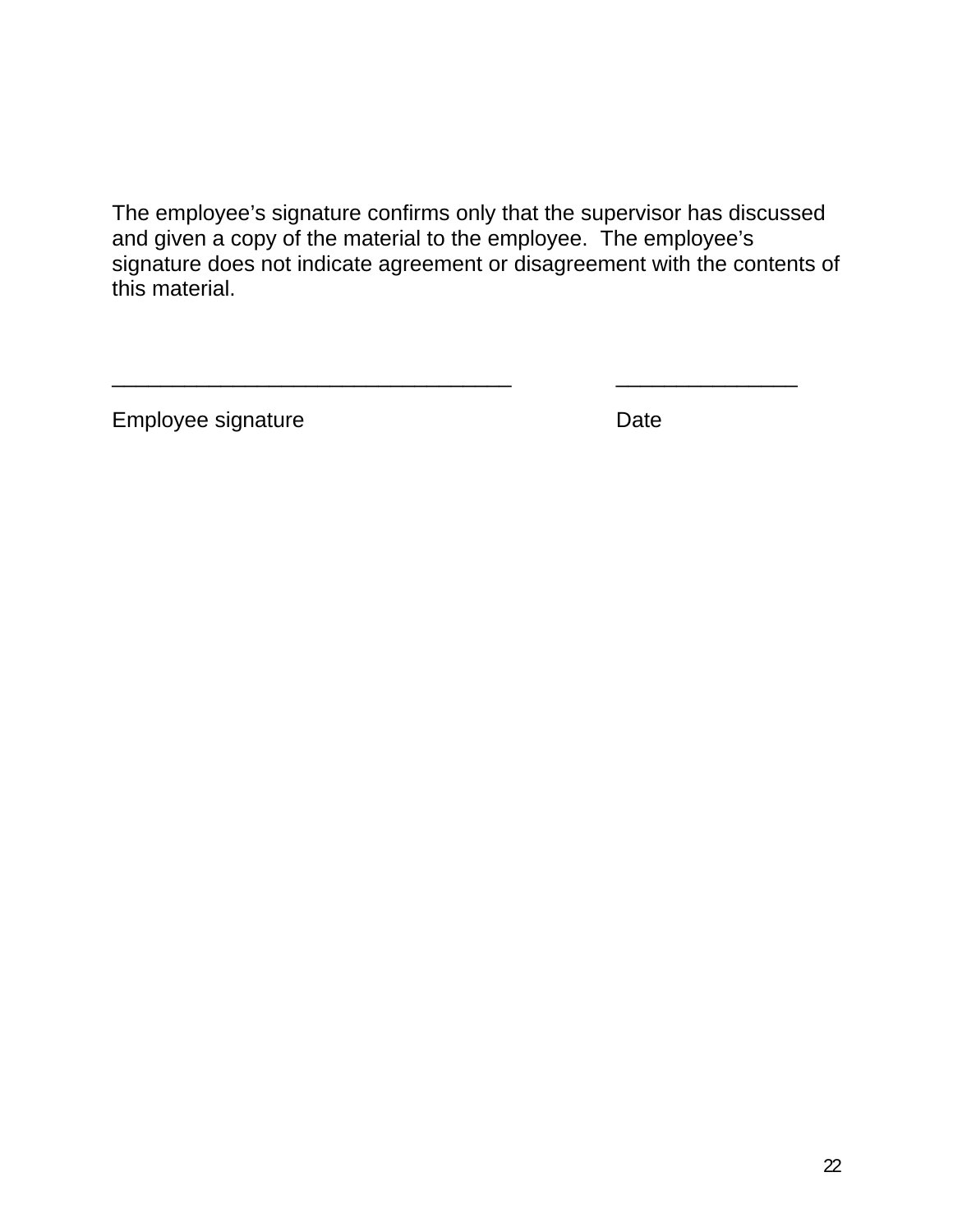The employee's signature confirms only that the supervisor has discussed and given a copy of the material to the employee. The employee's signature does not indicate agreement or disagreement with the contents of this material.

_________________________________ _______________

Employee signature Date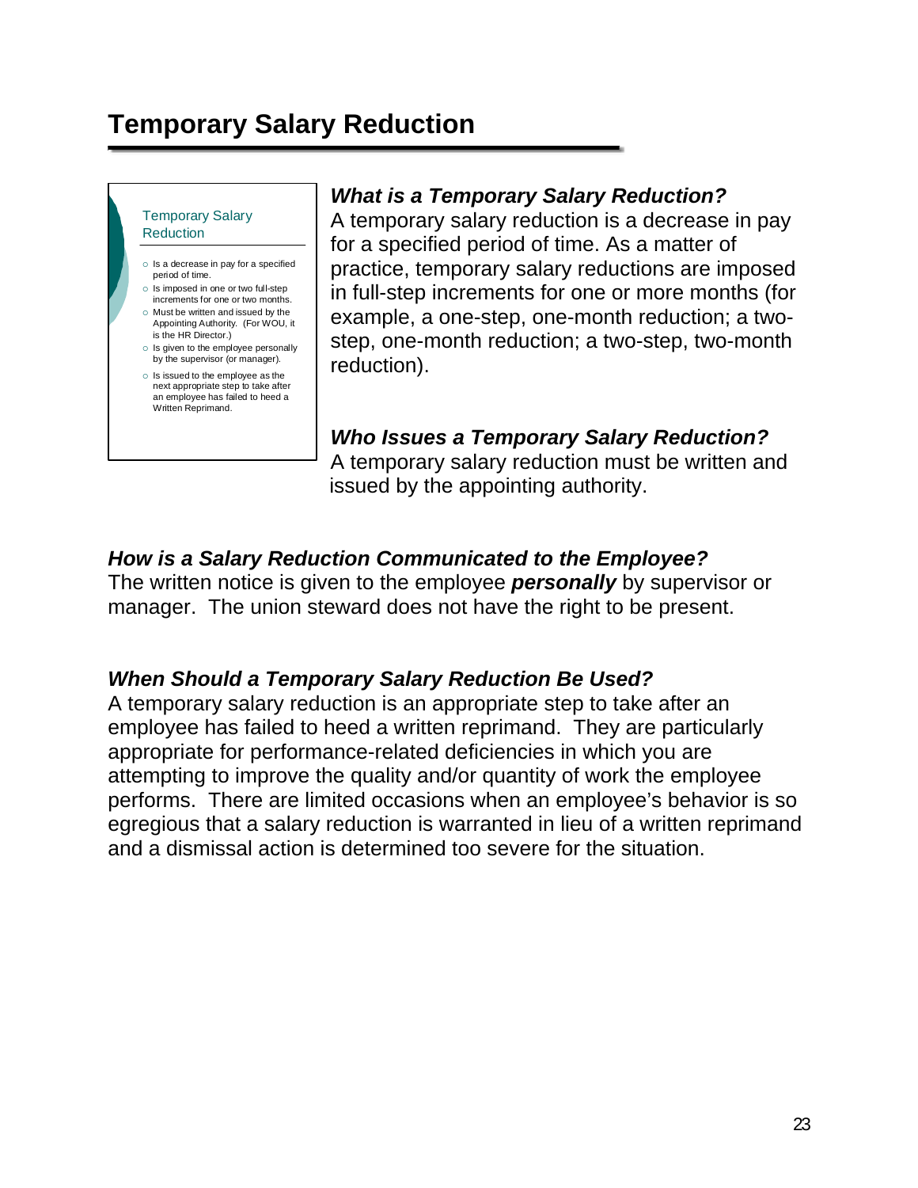# Temporary Salary Reduction

Temporary Salary Reduction

- Is a decrease in pay for a specified period of time.
- Is imposed in one or two full-step increments for one or two months.
- Must be written and issued by the Appointing Authority. (For WOU, it is the HR Director.)
- Is given to the employee personally by the supervisor (or manager).
- Is issued to the employee as the next appropriate step to take after an employee has failed to heed a Written Reprimand.

### *What is a Temporary Salary Reduction?*

A temporary salary reduction is a decrease in pay for a specified period of time. As a matter of practice, temporary salary reductions are imposed in full-step increments for one or more months (for example, a one-step, one-month reduction; a two-step, one-month reduction; a two-step, two-month reduction).

### *Who Issues a Temporary Salary Reduction?*

A temporary salary reduction must be written and issued by the appointing authority.

### *How is a Salary Reduction Communicated to the Employee?*

The written notice is given to the employee ***personally*** by supervisor or manager. The union steward does not have the right to be present.

### *When Should a Temporary Salary Reduction Be Used?*

A temporary salary reduction is an appropriate step to take after an employee has failed to heed a written reprimand. They are particularly appropriate for performance-related deficiencies in which you are attempting to improve the quality and/or quantity of work the employee performs. There are limited occasions when an employee's behavior is so egregious that a salary reduction is warranted in lieu of a written reprimand and a dismissal action is determined too severe for the situation.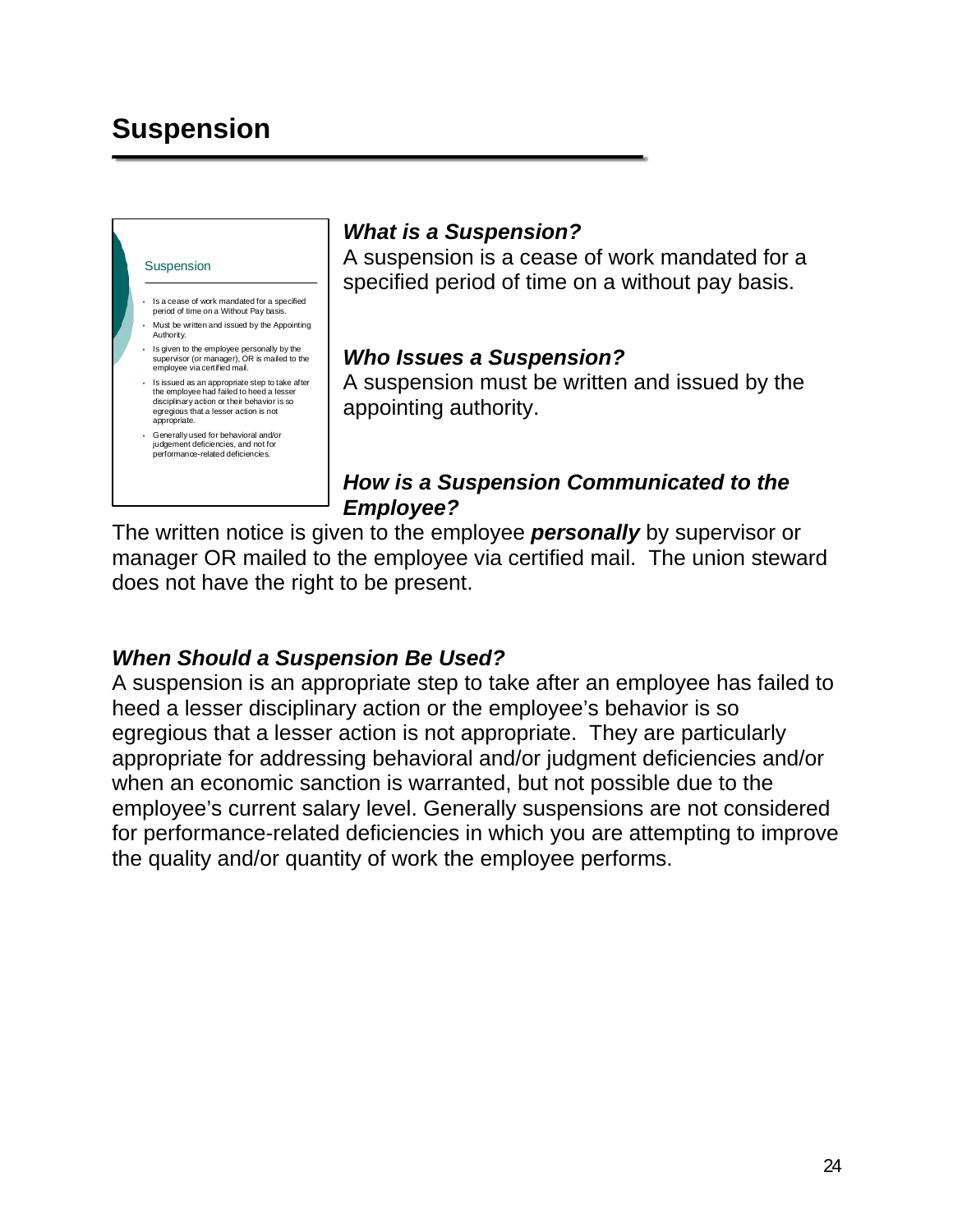# Suspension

Suspension

- Is a cease of work mandated for a specified period of time on a Without Pay basis.
- Must be written and issued by the Appointing Authority.
- Is given to the employee personally by the supervisor (or manager), OR is mailed to the employee via certified mail.
- Is issued as an appropriate step to take after the employee had failed to heed a lesser disciplinary action or their behavior is so egregious that a lesser action is not appropriate.
- Generally used for behavioral and/or judgement deficiencies, and not for performance-related deficiencies.

***What is a Suspension?***
A suspension is a cease of work mandated for a specified period of time on a without pay basis.

***Who Issues a Suspension?***
A suspension must be written and issued by the appointing authority.

***How is a Suspension Communicated to the Employee?***
The written notice is given to the employee ***personally*** by supervisor or manager OR mailed to the employee via certified mail. The union steward does not have the right to be present.

***When Should a Suspension Be Used?***
A suspension is an appropriate step to take after an employee has failed to heed a lesser disciplinary action or the employee's behavior is so egregious that a lesser action is not appropriate. They are particularly appropriate for addressing behavioral and/or judgment deficiencies and/or when an economic sanction is warranted, but not possible due to the employee's current salary level. Generally suspensions are not considered for performance-related deficiencies in which you are attempting to improve the quality and/or quantity of work the employee performs.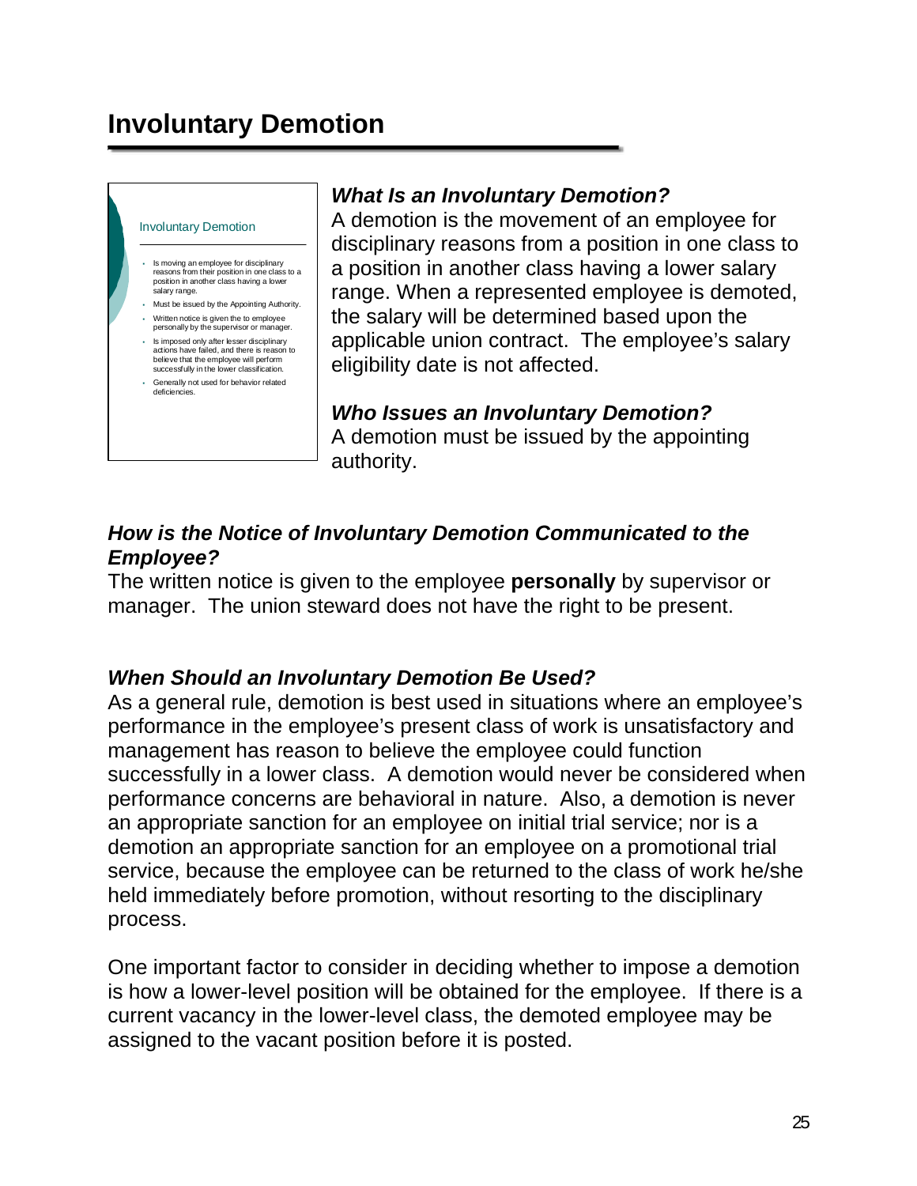# Involuntary Demotion

Involuntary Demotion

- Is moving an employee for disciplinary reasons from their position in one class to a position in another class having a lower salary range.
- Must be issued by the Appointing Authority.
- Written notice is given the to employee personally by the supervisor or manager.
- Is imposed only after lesser disciplinary actions have failed, and there is reason to believe that the employee will perform successfully in the lower classification.
- Generally not used for behavior related deficiencies.

### *What Is an Involuntary Demotion?*

A demotion is the movement of an employee for disciplinary reasons from a position in one class to a position in another class having a lower salary range. When a represented employee is demoted, the salary will be determined based upon the applicable union contract. The employee's salary eligibility date is not affected.

### *Who Issues an Involuntary Demotion?*

A demotion must be issued by the appointing authority.

### *How is the Notice of Involuntary Demotion Communicated to the Employee?*

The written notice is given to the employee **personally** by supervisor or manager. The union steward does not have the right to be present.

### *When Should an Involuntary Demotion Be Used?*

As a general rule, demotion is best used in situations where an employee's performance in the employee's present class of work is unsatisfactory and management has reason to believe the employee could function successfully in a lower class. A demotion would never be considered when performance concerns are behavioral in nature. Also, a demotion is never an appropriate sanction for an employee on initial trial service; nor is a demotion an appropriate sanction for an employee on a promotional trial service, because the employee can be returned to the class of work he/she held immediately before promotion, without resorting to the disciplinary process.

One important factor to consider in deciding whether to impose a demotion is how a lower-level position will be obtained for the employee. If there is a current vacancy in the lower-level class, the demoted employee may be assigned to the vacant position before it is posted.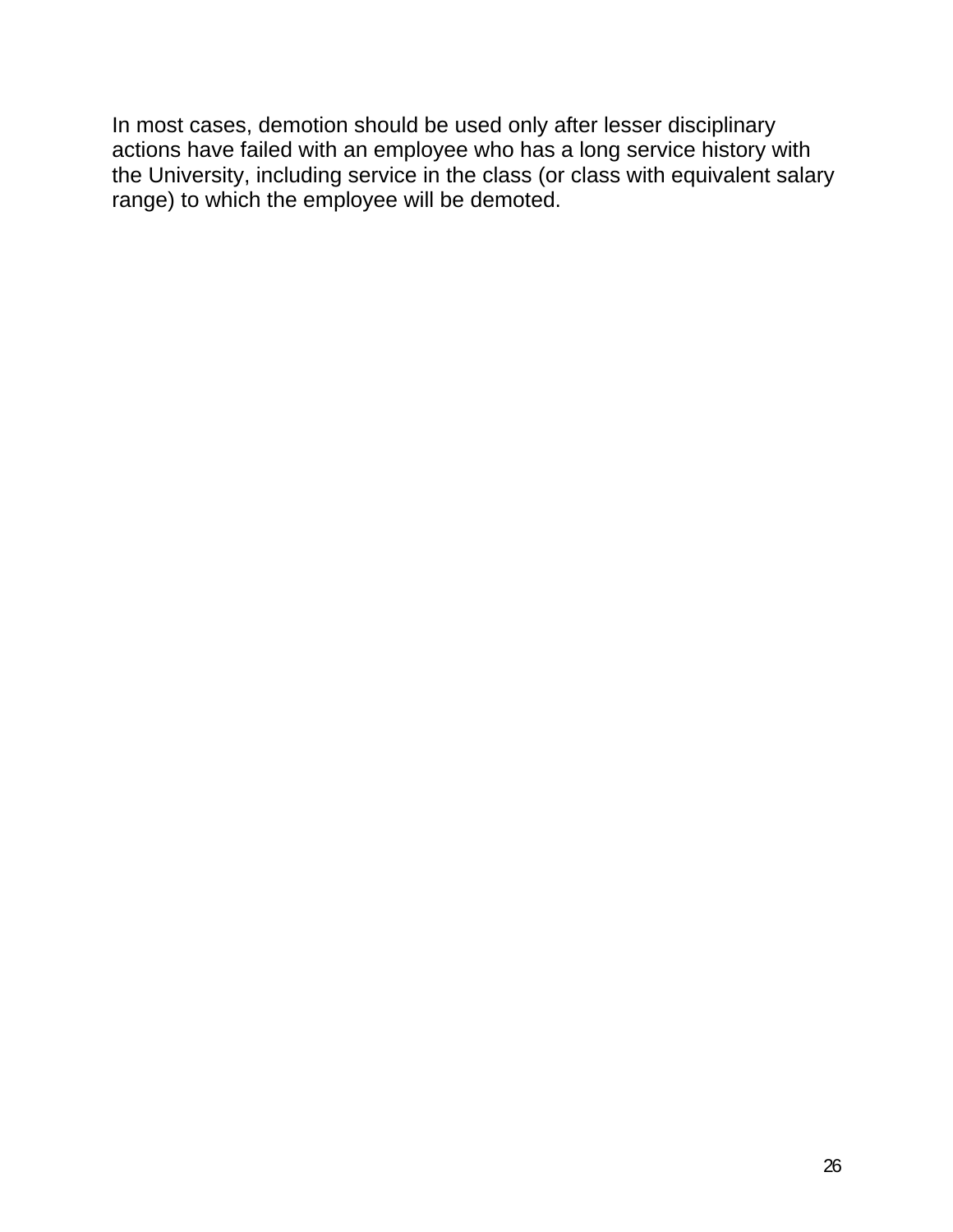In most cases, demotion should be used only after lesser disciplinary actions have failed with an employee who has a long service history with the University, including service in the class (or class with equivalent salary range) to which the employee will be demoted.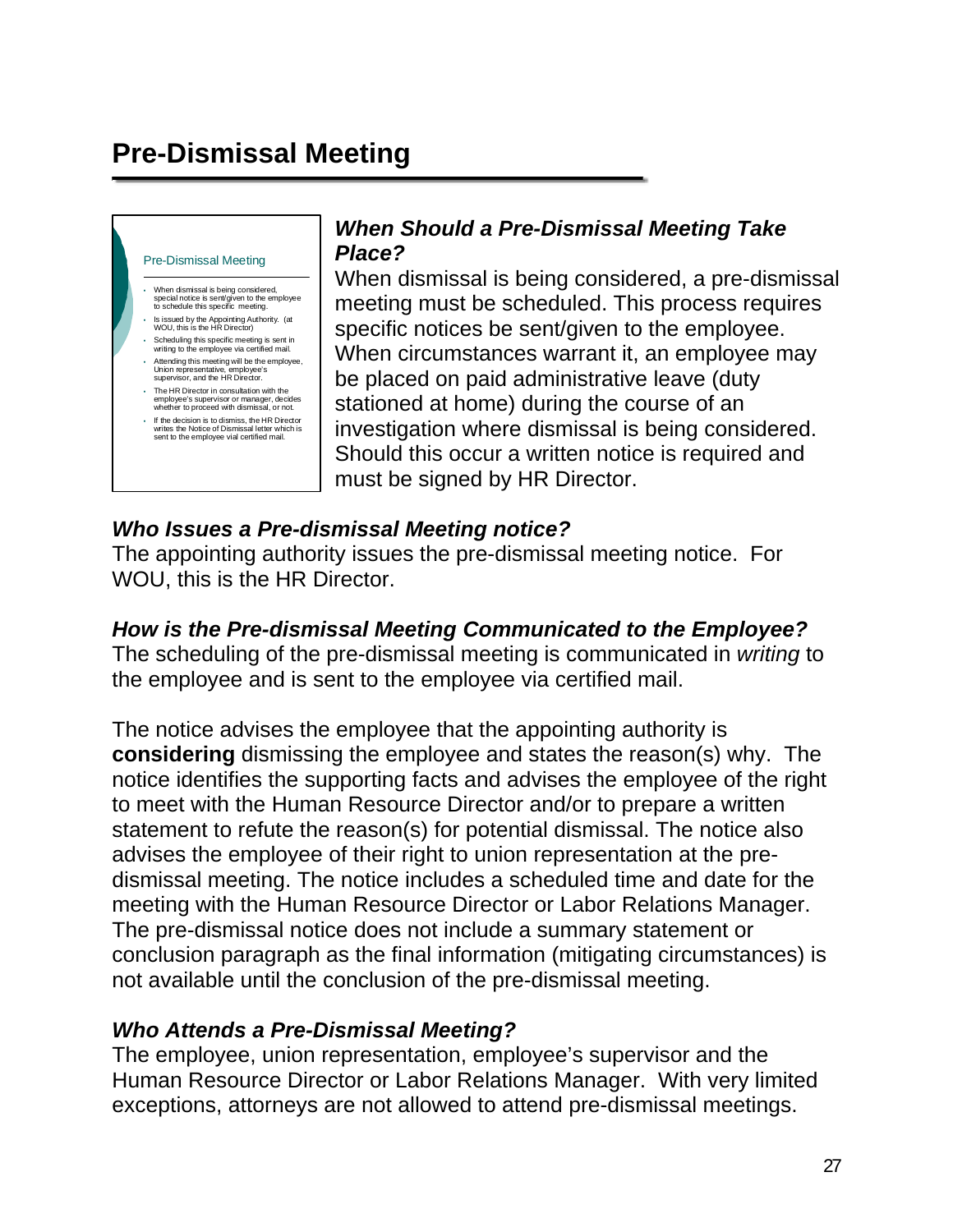# Pre-Dismissal Meeting

Pre-Dismissal Meeting

- When dismissal is being considered, special notice is sent/given to the employee to schedule this specific meeting.
- Is issued by the Appointing Authority. (at WOU, this is the HR Director)
- Scheduling this specific meeting is sent in writing to the employee via certified mail.
- Attending this meeting will be the employee, Union representative, employee's supervisor, and the HR Director.
- The HR Director in consultation with the employee's supervisor or manager, decides whether to proceed with dismissal, or not.
- If the decision is to dismiss, the HR Director writes the Notice of Dismissal letter which is sent to the employee vial certified mail.

***When Should a Pre-Dismissal Meeting Take Place?***

When dismissal is being considered, a pre-dismissal meeting must be scheduled. This process requires specific notices be sent/given to the employee. When circumstances warrant it, an employee may be placed on paid administrative leave (duty stationed at home) during the course of an investigation where dismissal is being considered. Should this occur a written notice is required and must be signed by HR Director.

***Who Issues a Pre-dismissal Meeting notice?***

The appointing authority issues the pre-dismissal meeting notice. For WOU, this is the HR Director.

***How is the Pre-dismissal Meeting Communicated to the Employee?***

The scheduling of the pre-dismissal meeting is communicated in *writing* to the employee and is sent to the employee via certified mail.

The notice advises the employee that the appointing authority is **considering** dismissing the employee and states the reason(s) why. The notice identifies the supporting facts and advises the employee of the right to meet with the Human Resource Director and/or to prepare a written statement to refute the reason(s) for potential dismissal. The notice also advises the employee of their right to union representation at the pre-dismissal meeting. The notice includes a scheduled time and date for the meeting with the Human Resource Director or Labor Relations Manager. The pre-dismissal notice does not include a summary statement or conclusion paragraph as the final information (mitigating circumstances) is not available until the conclusion of the pre-dismissal meeting.

***Who Attends a Pre-Dismissal Meeting?***

The employee, union representation, employee's supervisor and the Human Resource Director or Labor Relations Manager. With very limited exceptions, attorneys are not allowed to attend pre-dismissal meetings.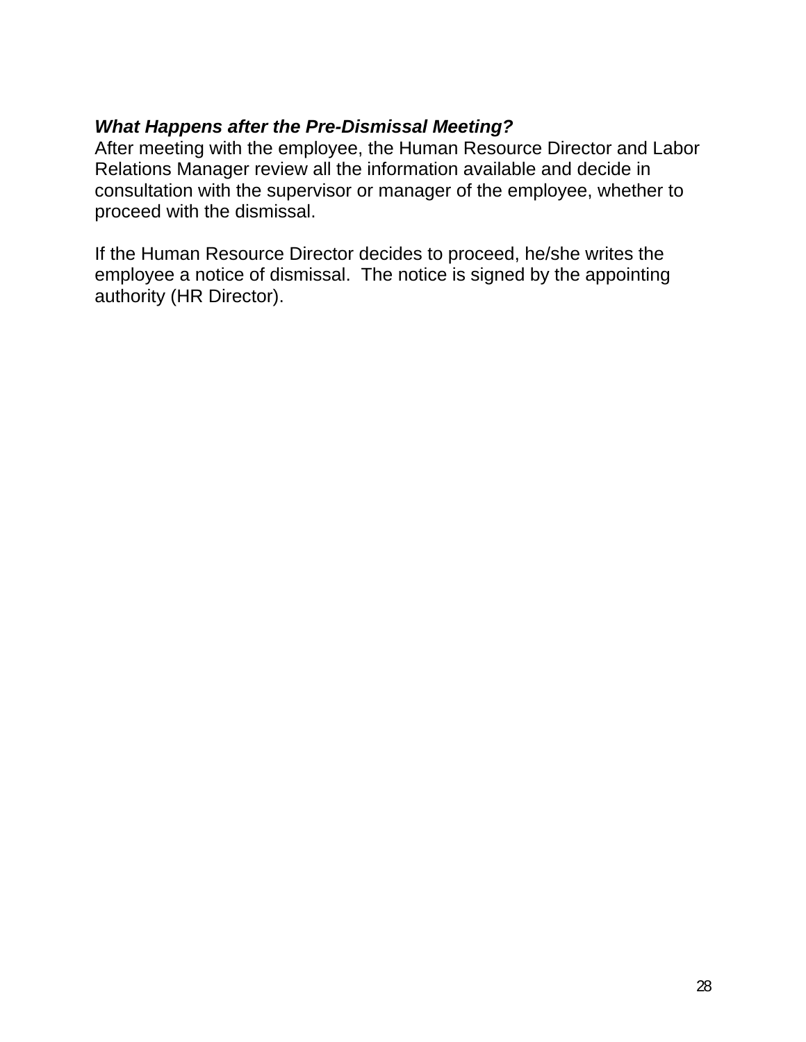***What Happens after the Pre-Dismissal Meeting?***

After meeting with the employee, the Human Resource Director and Labor Relations Manager review all the information available and decide in consultation with the supervisor or manager of the employee, whether to proceed with the dismissal.

If the Human Resource Director decides to proceed, he/she writes the employee a notice of dismissal. The notice is signed by the appointing authority (HR Director).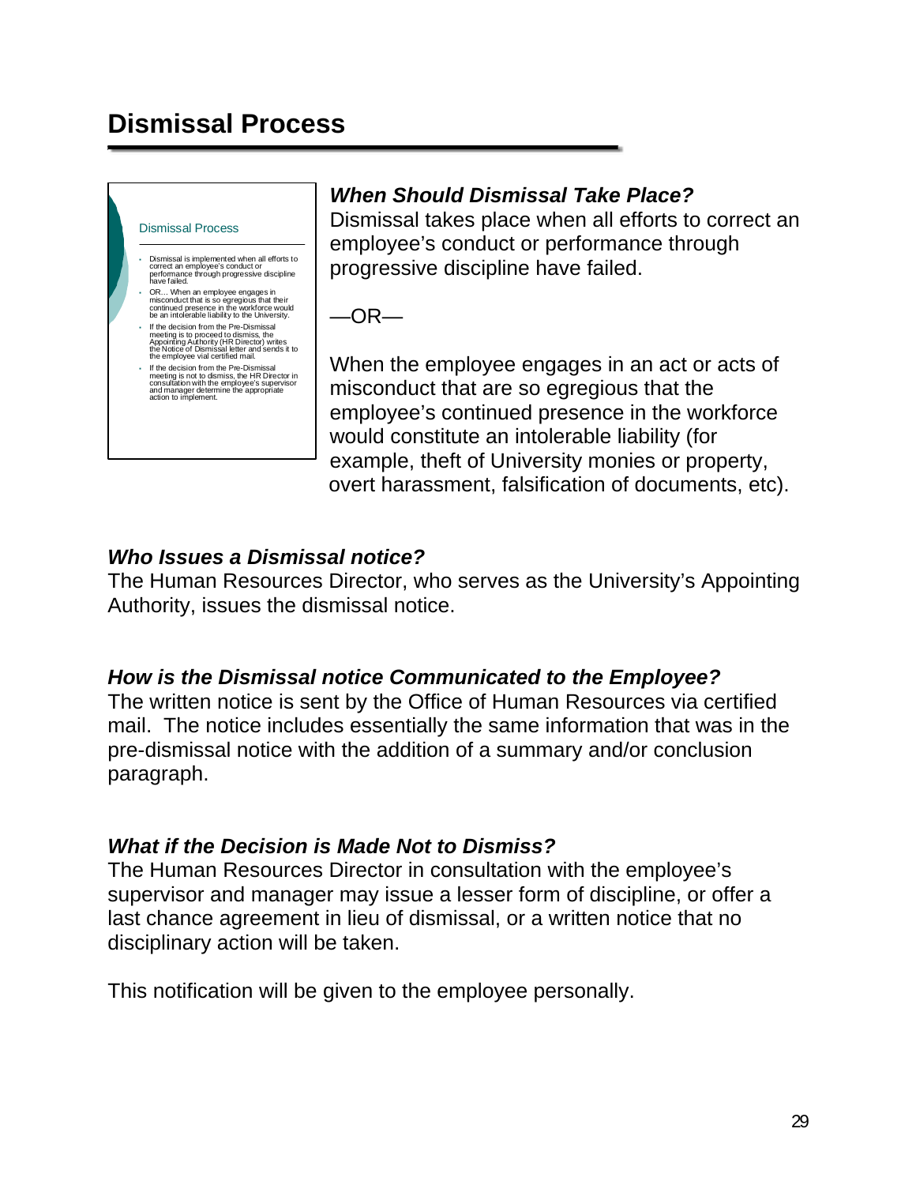# Dismissal Process

Dismissal Process

- Dismissal is implemented when all efforts to correct an employee's conduct or performance through progressive discipline have failed.
- OR… When an employee engages in misconduct that is so egregious that their continued presence in the workforce would be an intolerable liability to the University.
- If the decision from the Pre-Dismissal meeting is to proceed to dismiss, the Appointing Authority (HR Director) writes the Notice of Dismissal letter and sends it to the employee vial certified mail.
- If the decision from the Pre-Dismissal meeting is not to dismiss, the HR Director in consultation with the employee's supervisor and manager determine the appropriate action to implement.

***When Should Dismissal Take Place?***
Dismissal takes place when all efforts to correct an employee's conduct or performance through progressive discipline have failed.

—OR—

When the employee engages in an act or acts of misconduct that are so egregious that the employee's continued presence in the workforce would constitute an intolerable liability (for example, theft of University monies or property, overt harassment, falsification of documents, etc).

***Who Issues a Dismissal notice?***
The Human Resources Director, who serves as the University's Appointing Authority, issues the dismissal notice.

***How is the Dismissal notice Communicated to the Employee?***
The written notice is sent by the Office of Human Resources via certified mail. The notice includes essentially the same information that was in the pre-dismissal notice with the addition of a summary and/or conclusion paragraph.

***What if the Decision is Made Not to Dismiss?***
The Human Resources Director in consultation with the employee's supervisor and manager may issue a lesser form of discipline, or offer a last chance agreement in lieu of dismissal, or a written notice that no disciplinary action will be taken.

This notification will be given to the employee personally.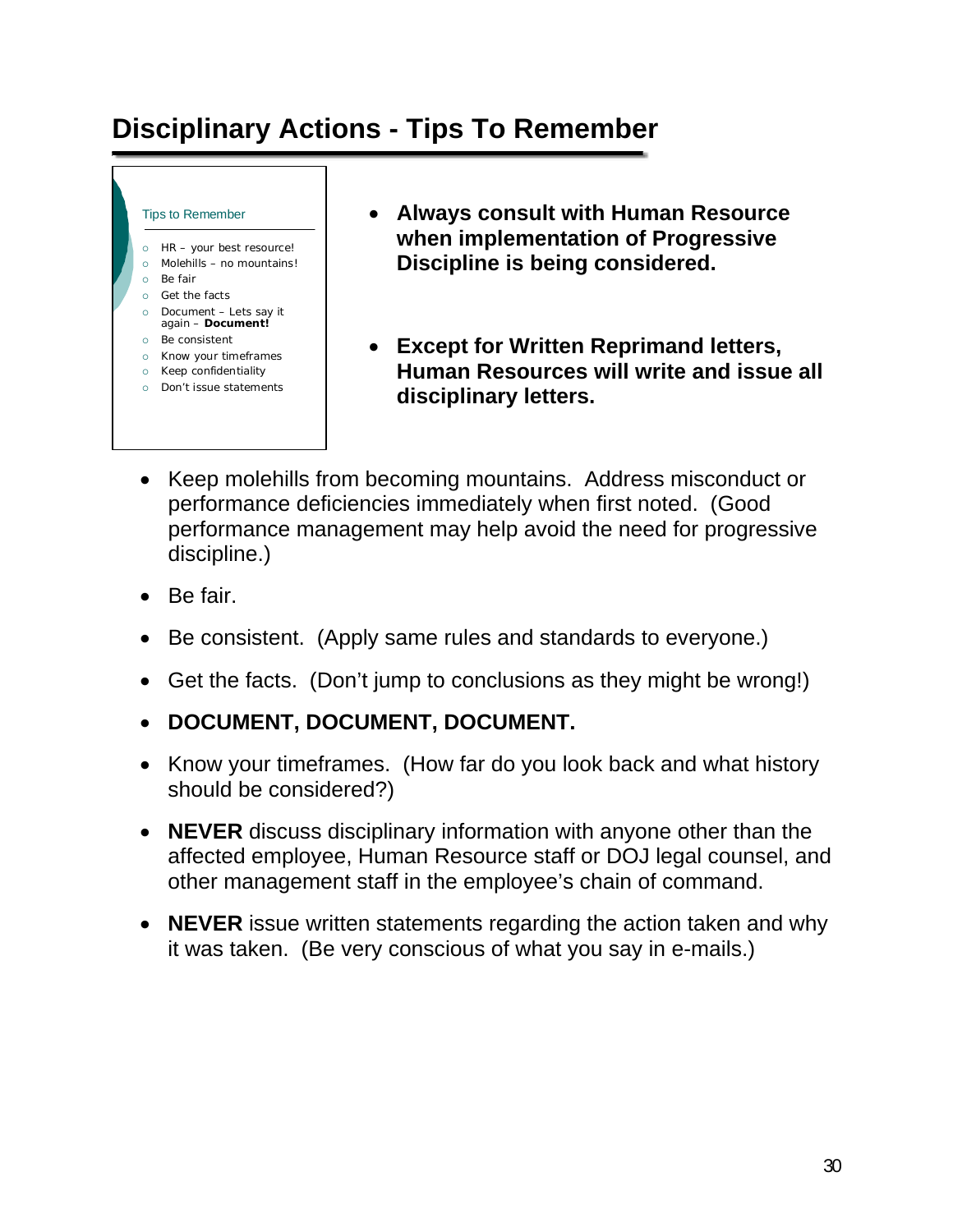# Disciplinary Actions - Tips To Remember

Tips to Remember

- HR – your best resource!
- Molehills – no mountains!
- Be fair
- Get the facts
- Document – Lets say it again – **Document!**
- Be consistent
- Know your timeframes
- Keep confidentiality
- Don't issue statements

- **Always consult with Human Resource when implementation of Progressive Discipline is being considered.**
- **Except for Written Reprimand letters, Human Resources will write and issue all disciplinary letters.**

- Keep molehills from becoming mountains. Address misconduct or performance deficiencies immediately when first noted. (Good performance management may help avoid the need for progressive discipline.)
- Be fair.
- Be consistent. (Apply same rules and standards to everyone.)
- Get the facts. (Don't jump to conclusions as they might be wrong!)
- **DOCUMENT, DOCUMENT, DOCUMENT.**
- Know your timeframes. (How far do you look back and what history should be considered?)
- **NEVER** discuss disciplinary information with anyone other than the affected employee, Human Resource staff or DOJ legal counsel, and other management staff in the employee's chain of command.
- **NEVER** issue written statements regarding the action taken and why it was taken. (Be very conscious of what you say in e-mails.)